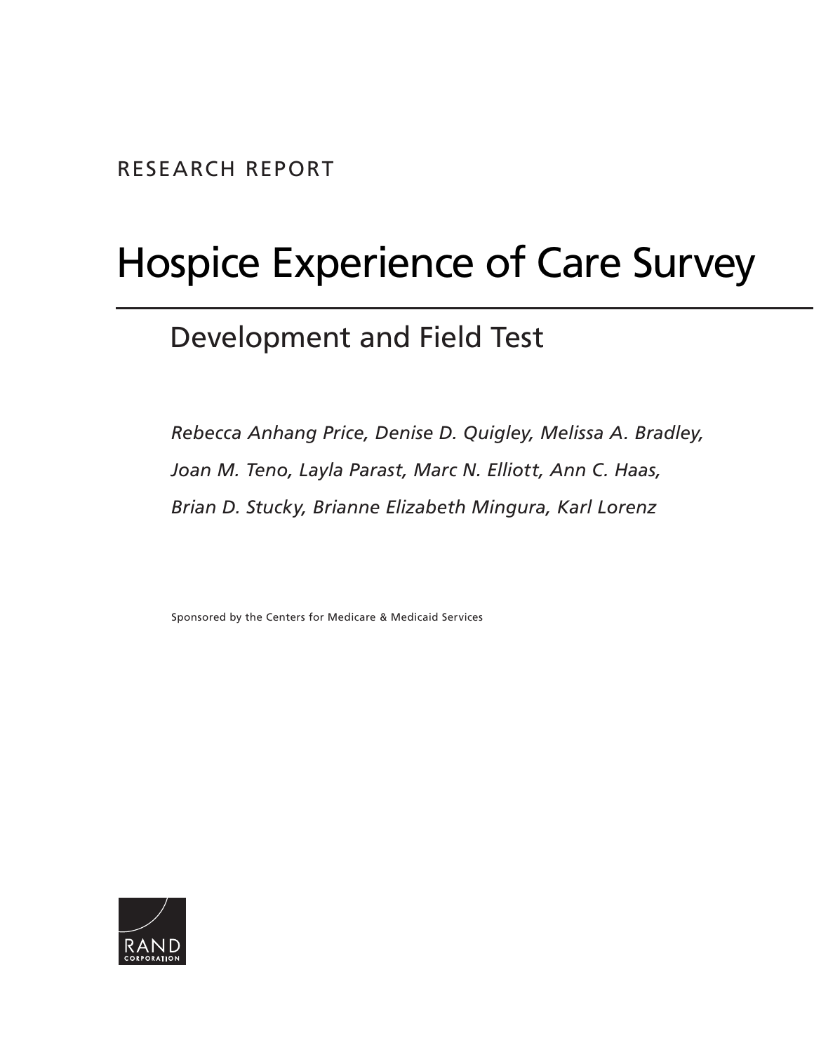RESEARCH REPORT

# Hospice Experience of Care Survey

## Development and Field Test

*Rebecca Anhang Price, Denise D. Quigley, Melissa A. Bradley, Joan M. Teno, Layla Parast, Marc N. Elliott, Ann C. Haas, Brian D. Stucky, Brianne Elizabeth Mingura, Karl Lorenz*

Sponsored by the Centers for Medicare & Medicaid Services

RAND CORPORATION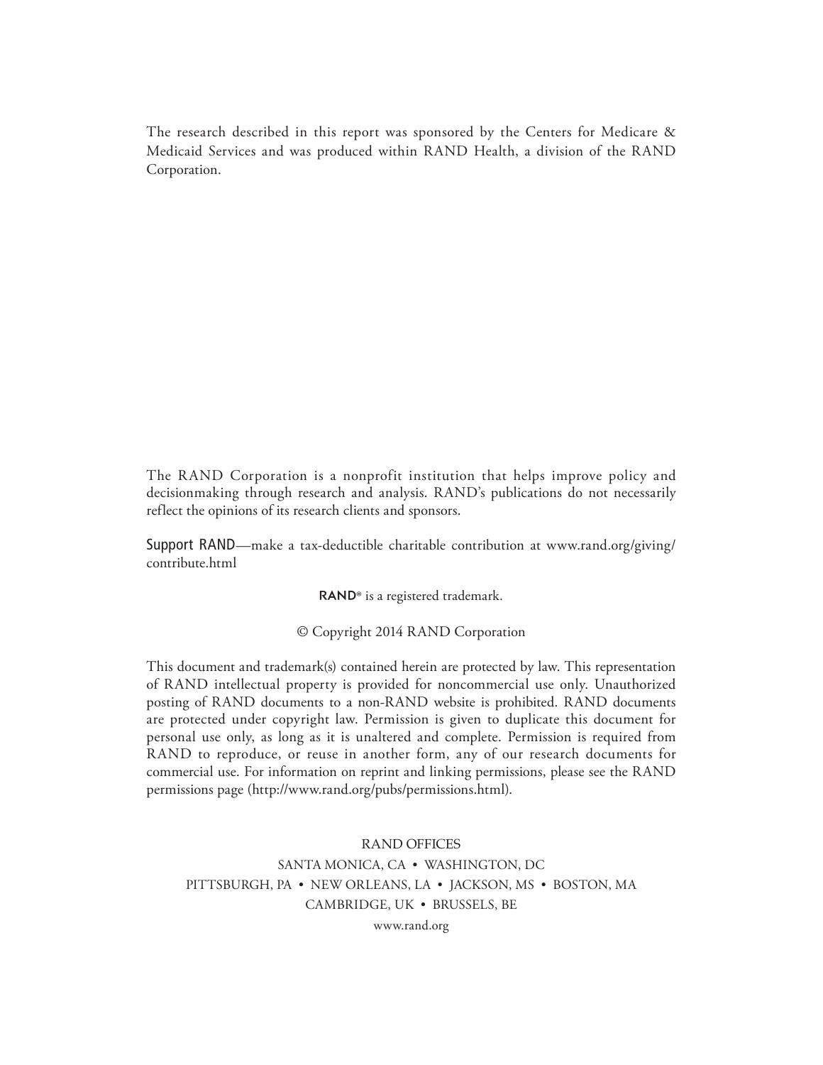The research described in this report was sponsored by the Centers for Medicare & Medicaid Services and was produced within RAND Health, a division of the RAND Corporation.

The RAND Corporation is a nonprofit institution that helps improve policy and decisionmaking through research and analysis. RAND's publications do not necessarily reflect the opinions of its research clients and sponsors.

Support RAND—make a tax-deductible charitable contribution at www.rand.org/giving/contribute.html

RAND® is a registered trademark.

© Copyright 2014 RAND Corporation

This document and trademark(s) contained herein are protected by law. This representation of RAND intellectual property is provided for noncommercial use only. Unauthorized posting of RAND documents to a non-RAND website is prohibited. RAND documents are protected under copyright law. Permission is given to duplicate this document for personal use only, as long as it is unaltered and complete. Permission is required from RAND to reproduce, or reuse in another form, any of our research documents for commercial use. For information on reprint and linking permissions, please see the RAND permissions page (http://www.rand.org/pubs/permissions.html).

RAND OFFICES

SANTA MONICA, CA • WASHINGTON, DC

PITTSBURGH, PA • NEW ORLEANS, LA • JACKSON, MS • BOSTON, MA

CAMBRIDGE, UK • BRUSSELS, BE

www.rand.org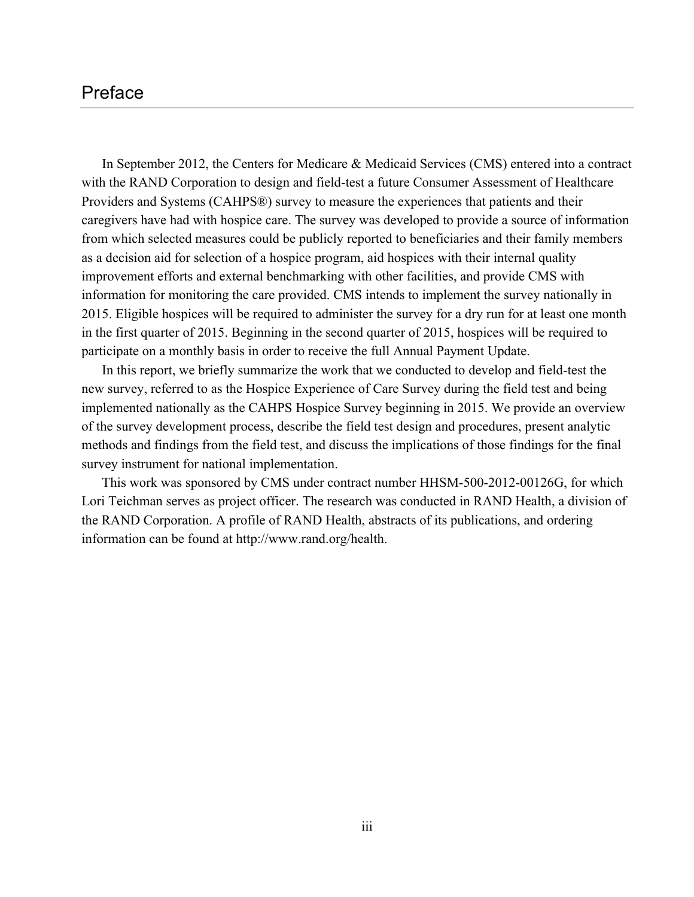# Preface

In September 2012, the Centers for Medicare & Medicaid Services (CMS) entered into a contract with the RAND Corporation to design and field-test a future Consumer Assessment of Healthcare Providers and Systems (CAHPS®) survey to measure the experiences that patients and their caregivers have had with hospice care. The survey was developed to provide a source of information from which selected measures could be publicly reported to beneficiaries and their family members as a decision aid for selection of a hospice program, aid hospices with their internal quality improvement efforts and external benchmarking with other facilities, and provide CMS with information for monitoring the care provided. CMS intends to implement the survey nationally in 2015. Eligible hospices will be required to administer the survey for a dry run for at least one month in the first quarter of 2015. Beginning in the second quarter of 2015, hospices will be required to participate on a monthly basis in order to receive the full Annual Payment Update.

In this report, we briefly summarize the work that we conducted to develop and field-test the new survey, referred to as the Hospice Experience of Care Survey during the field test and being implemented nationally as the CAHPS Hospice Survey beginning in 2015. We provide an overview of the survey development process, describe the field test design and procedures, present analytic methods and findings from the field test, and discuss the implications of those findings for the final survey instrument for national implementation.

This work was sponsored by CMS under contract number HHSM-500-2012-00126G, for which Lori Teichman serves as project officer. The research was conducted in RAND Health, a division of the RAND Corporation. A profile of RAND Health, abstracts of its publications, and ordering information can be found at http://www.rand.org/health.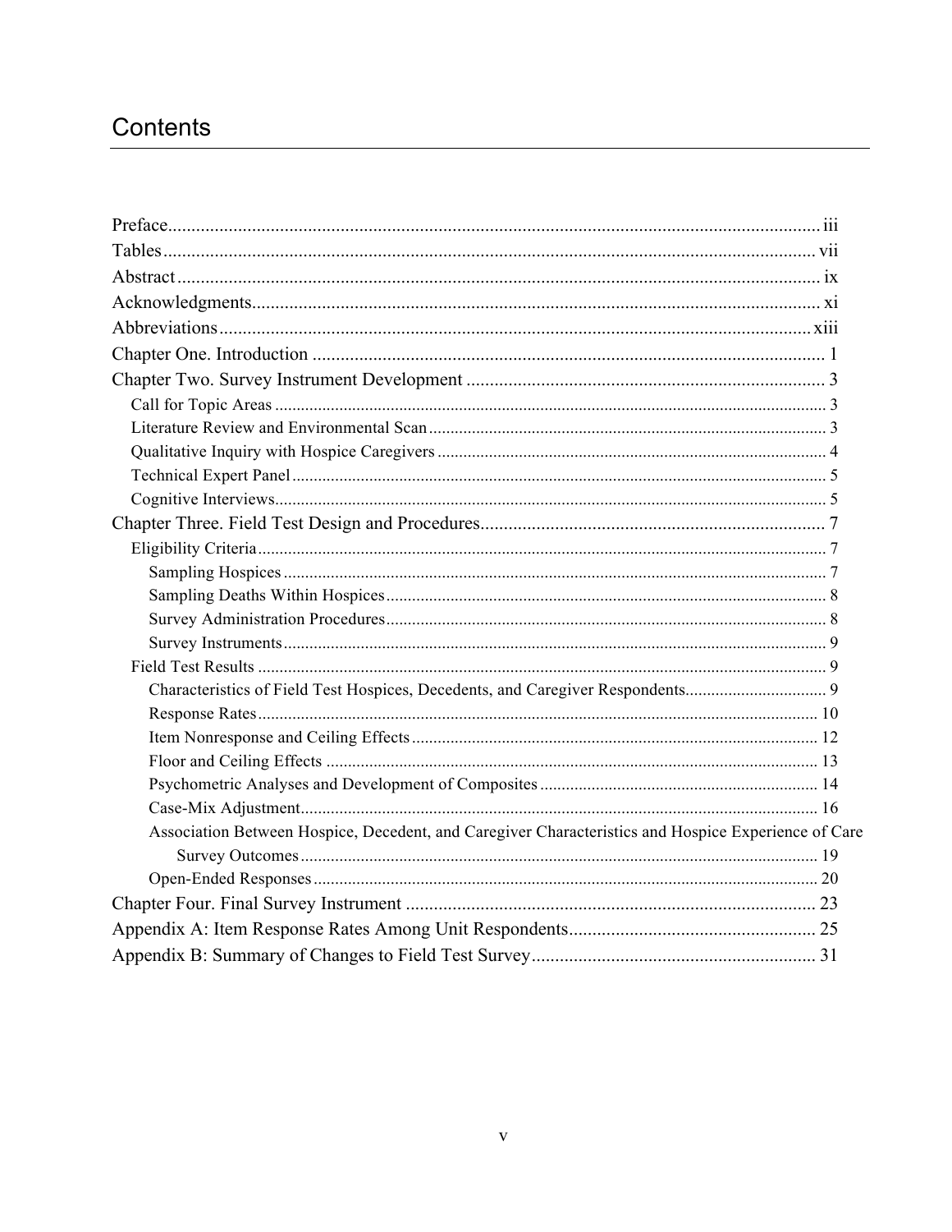# Contents

- Preface ..... iii
- Tables ..... vii
- Abstract ..... ix
- Acknowledgments ..... xi
- Abbreviations ..... xiii
- Chapter One. Introduction ..... 1
- Chapter Two. Survey Instrument Development ..... 3
  - Call for Topic Areas ..... 3
  - Literature Review and Environmental Scan ..... 3
  - Qualitative Inquiry with Hospice Caregivers ..... 4
  - Technical Expert Panel ..... 5
  - Cognitive Interviews ..... 5
- Chapter Three. Field Test Design and Procedures ..... 7
  - Eligibility Criteria ..... 7
    - Sampling Hospices ..... 7
    - Sampling Deaths Within Hospices ..... 8
    - Survey Administration Procedures ..... 8
    - Survey Instruments ..... 9
  - Field Test Results ..... 9
    - Characteristics of Field Test Hospices, Decedents, and Caregiver Respondents ..... 9
    - Response Rates ..... 10
    - Item Nonresponse and Ceiling Effects ..... 12
    - Floor and Ceiling Effects ..... 13
    - Psychometric Analyses and Development of Composites ..... 14
    - Case-Mix Adjustment ..... 16
    - Association Between Hospice, Decedent, and Caregiver Characteristics and Hospice Experience of Care Survey Outcomes ..... 19
    - Open-Ended Responses ..... 20
- Chapter Four. Final Survey Instrument ..... 23
- Appendix A: Item Response Rates Among Unit Respondents ..... 25
- Appendix B: Summary of Changes to Field Test Survey ..... 31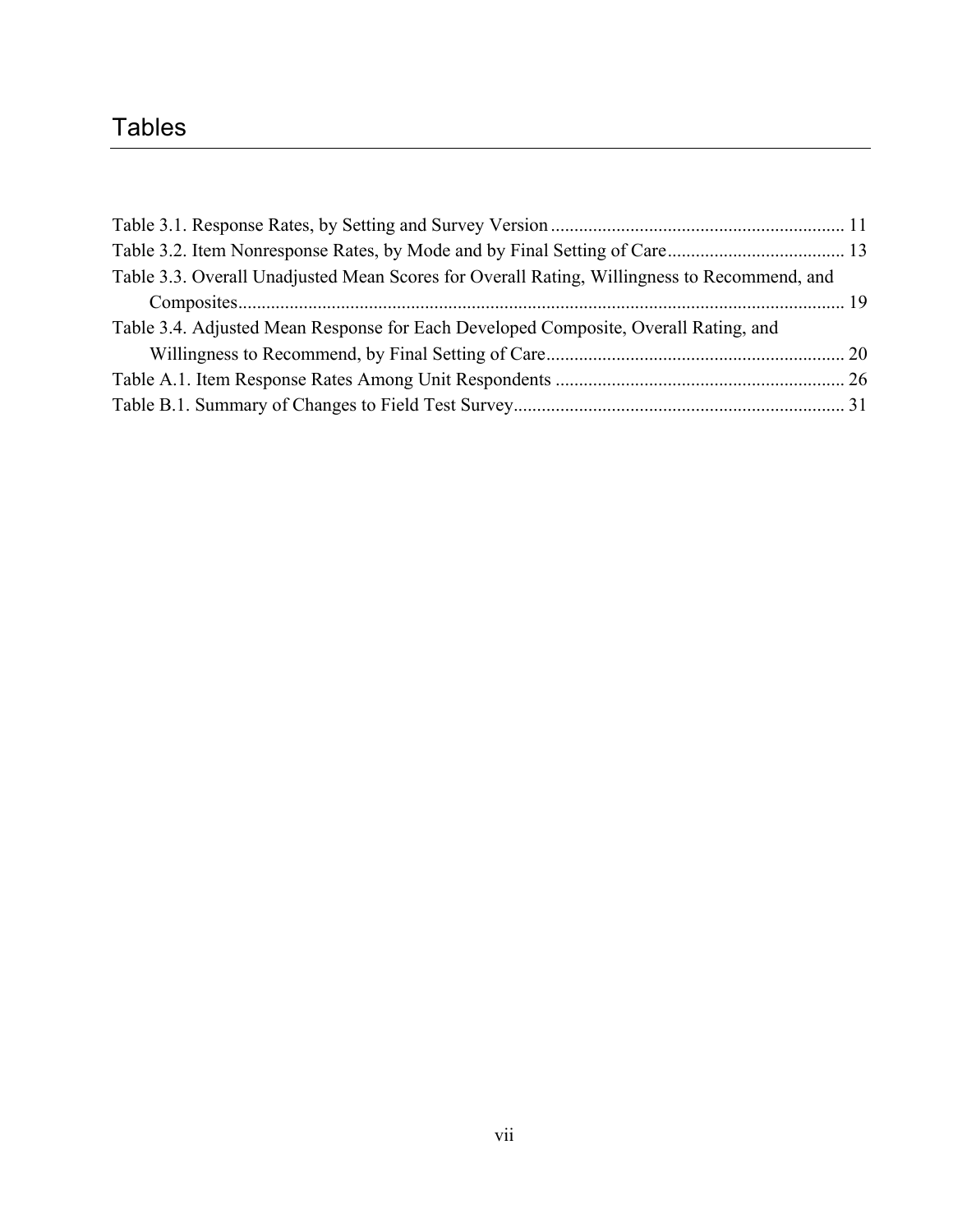# Tables

Table 3.1. Response Rates, by Setting and Survey Version ............................................................. 11
Table 3.2. Item Nonresponse Rates, by Mode and by Final Setting of Care...................................... 13
Table 3.3. Overall Unadjusted Mean Scores for Overall Rating, Willingness to Recommend, and Composites.................................................................................................................................. 19
Table 3.4. Adjusted Mean Response for Each Developed Composite, Overall Rating, and Willingness to Recommend, by Final Setting of Care................................................................ 20
Table A.1. Item Response Rates Among Unit Respondents ............................................................. 26
Table B.1. Summary of Changes to Field Test Survey....................................................................... 31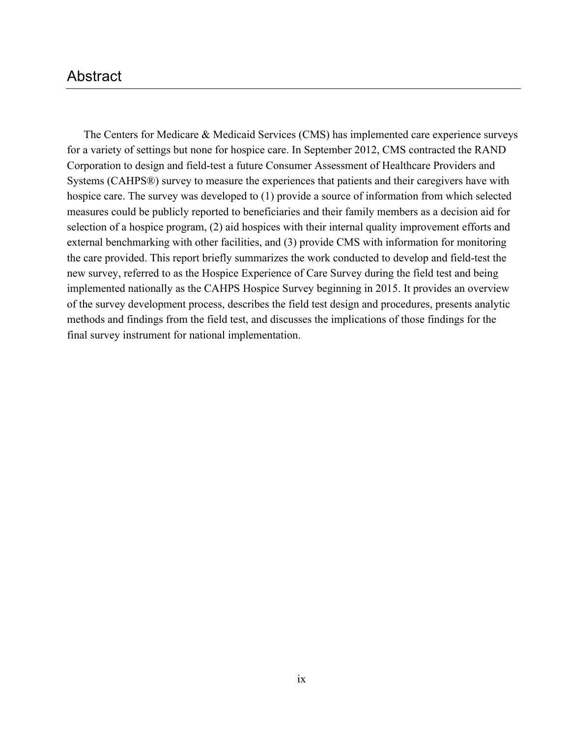# Abstract

The Centers for Medicare & Medicaid Services (CMS) has implemented care experience surveys for a variety of settings but none for hospice care. In September 2012, CMS contracted the RAND Corporation to design and field-test a future Consumer Assessment of Healthcare Providers and Systems (CAHPS®) survey to measure the experiences that patients and their caregivers have with hospice care. The survey was developed to (1) provide a source of information from which selected measures could be publicly reported to beneficiaries and their family members as a decision aid for selection of a hospice program, (2) aid hospices with their internal quality improvement efforts and external benchmarking with other facilities, and (3) provide CMS with information for monitoring the care provided. This report briefly summarizes the work conducted to develop and field-test the new survey, referred to as the Hospice Experience of Care Survey during the field test and being implemented nationally as the CAHPS Hospice Survey beginning in 2015. It provides an overview of the survey development process, describes the field test design and procedures, presents analytic methods and findings from the field test, and discusses the implications of those findings for the final survey instrument for national implementation.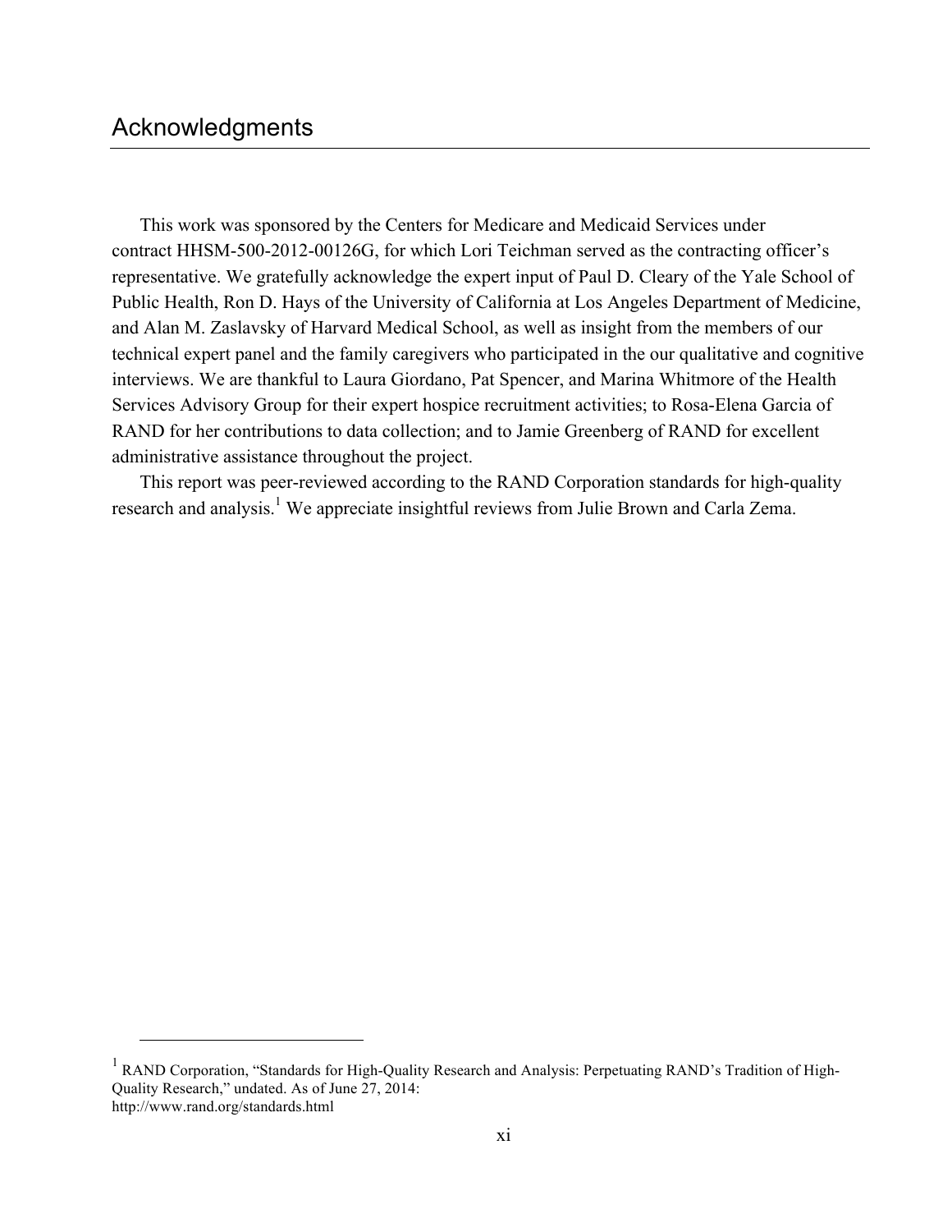# Acknowledgments

This work was sponsored by the Centers for Medicare and Medicaid Services under contract HHSM-500-2012-00126G, for which Lori Teichman served as the contracting officer's representative. We gratefully acknowledge the expert input of Paul D. Cleary of the Yale School of Public Health, Ron D. Hays of the University of California at Los Angeles Department of Medicine, and Alan M. Zaslavsky of Harvard Medical School, as well as insight from the members of our technical expert panel and the family caregivers who participated in the our qualitative and cognitive interviews. We are thankful to Laura Giordano, Pat Spencer, and Marina Whitmore of the Health Services Advisory Group for their expert hospice recruitment activities; to Rosa-Elena Garcia of RAND for her contributions to data collection; and to Jamie Greenberg of RAND for excellent administrative assistance throughout the project.

This report was peer-reviewed according to the RAND Corporation standards for high-quality research and analysis.[1] We appreciate insightful reviews from Julie Brown and Carla Zema.

---

[1] RAND Corporation, "Standards for High-Quality Research and Analysis: Perpetuating RAND's Tradition of High-Quality Research," undated. As of June 27, 2014:
http://www.rand.org/standards.html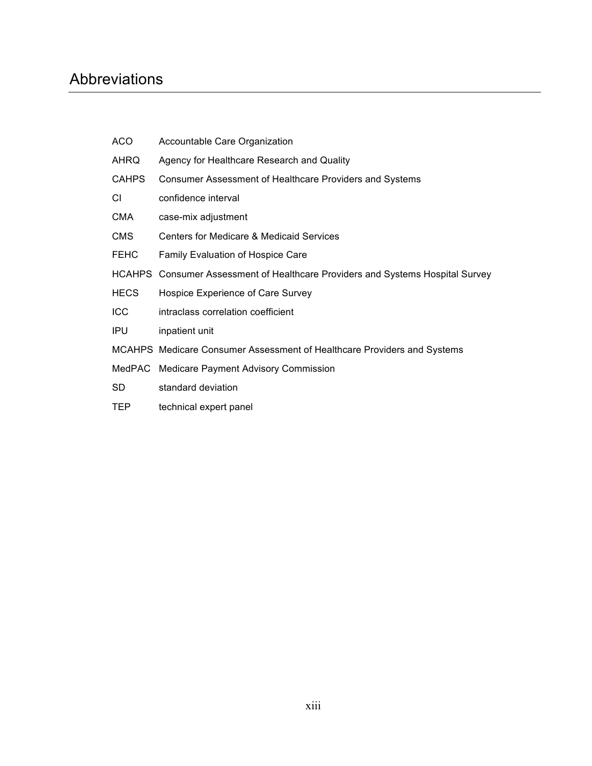# Abbreviations

| | |
|---|---|
| ACO | Accountable Care Organization |
| AHRQ | Agency for Healthcare Research and Quality |
| CAHPS | Consumer Assessment of Healthcare Providers and Systems |
| CI | confidence interval |
| CMA | case-mix adjustment |
| CMS | Centers for Medicare & Medicaid Services |
| FEHC | Family Evaluation of Hospice Care |
| HCAHPS | Consumer Assessment of Healthcare Providers and Systems Hospital Survey |
| HECS | Hospice Experience of Care Survey |
| ICC | intraclass correlation coefficient |
| IPU | inpatient unit |
| MCAHPS | Medicare Consumer Assessment of Healthcare Providers and Systems |
| MedPAC | Medicare Payment Advisory Commission |
| SD | standard deviation |
| TEP | technical expert panel |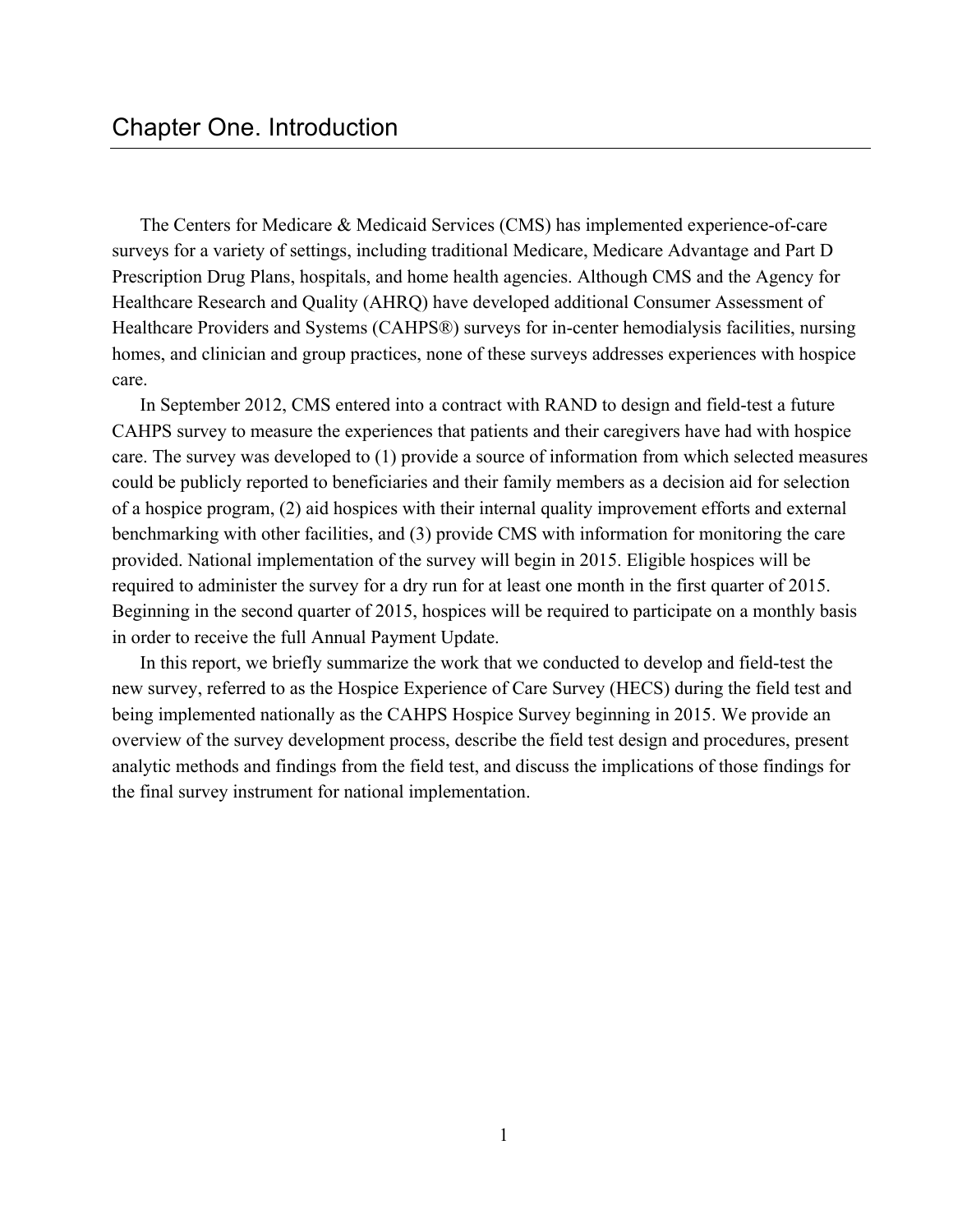# Chapter One. Introduction

The Centers for Medicare & Medicaid Services (CMS) has implemented experience-of-care surveys for a variety of settings, including traditional Medicare, Medicare Advantage and Part D Prescription Drug Plans, hospitals, and home health agencies. Although CMS and the Agency for Healthcare Research and Quality (AHRQ) have developed additional Consumer Assessment of Healthcare Providers and Systems (CAHPS®) surveys for in-center hemodialysis facilities, nursing homes, and clinician and group practices, none of these surveys addresses experiences with hospice care.

In September 2012, CMS entered into a contract with RAND to design and field-test a future CAHPS survey to measure the experiences that patients and their caregivers have had with hospice care. The survey was developed to (1) provide a source of information from which selected measures could be publicly reported to beneficiaries and their family members as a decision aid for selection of a hospice program, (2) aid hospices with their internal quality improvement efforts and external benchmarking with other facilities, and (3) provide CMS with information for monitoring the care provided. National implementation of the survey will begin in 2015. Eligible hospices will be required to administer the survey for a dry run for at least one month in the first quarter of 2015. Beginning in the second quarter of 2015, hospices will be required to participate on a monthly basis in order to receive the full Annual Payment Update.

In this report, we briefly summarize the work that we conducted to develop and field-test the new survey, referred to as the Hospice Experience of Care Survey (HECS) during the field test and being implemented nationally as the CAHPS Hospice Survey beginning in 2015. We provide an overview of the survey development process, describe the field test design and procedures, present analytic methods and findings from the field test, and discuss the implications of those findings for the final survey instrument for national implementation.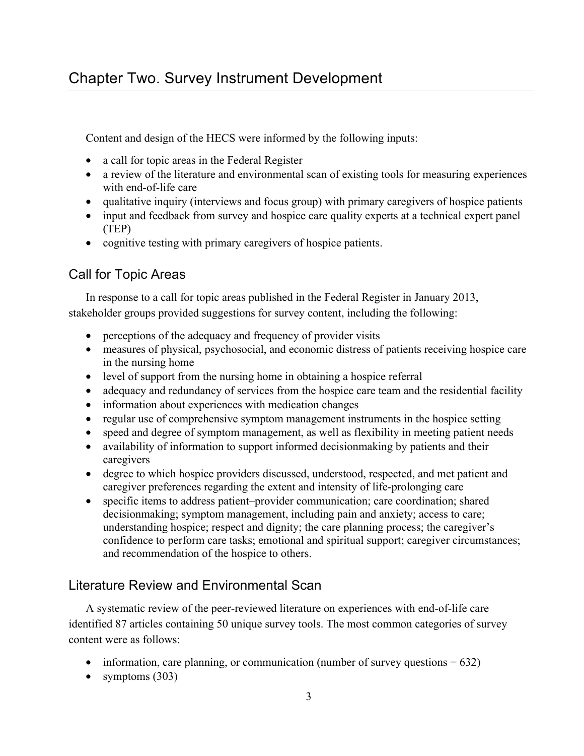# Chapter Two. Survey Instrument Development

Content and design of the HECS were informed by the following inputs:

- a call for topic areas in the Federal Register
- a review of the literature and environmental scan of existing tools for measuring experiences with end-of-life care
- qualitative inquiry (interviews and focus group) with primary caregivers of hospice patients
- input and feedback from survey and hospice care quality experts at a technical expert panel (TEP)
- cognitive testing with primary caregivers of hospice patients.

## Call for Topic Areas

In response to a call for topic areas published in the Federal Register in January 2013, stakeholder groups provided suggestions for survey content, including the following:

- perceptions of the adequacy and frequency of provider visits
- measures of physical, psychosocial, and economic distress of patients receiving hospice care in the nursing home
- level of support from the nursing home in obtaining a hospice referral
- adequacy and redundancy of services from the hospice care team and the residential facility
- information about experiences with medication changes
- regular use of comprehensive symptom management instruments in the hospice setting
- speed and degree of symptom management, as well as flexibility in meeting patient needs
- availability of information to support informed decisionmaking by patients and their caregivers
- degree to which hospice providers discussed, understood, respected, and met patient and caregiver preferences regarding the extent and intensity of life-prolonging care
- specific items to address patient–provider communication; care coordination; shared decisionmaking; symptom management, including pain and anxiety; access to care; understanding hospice; respect and dignity; the care planning process; the caregiver's confidence to perform care tasks; emotional and spiritual support; caregiver circumstances; and recommendation of the hospice to others.

## Literature Review and Environmental Scan

A systematic review of the peer-reviewed literature on experiences with end-of-life care identified 87 articles containing 50 unique survey tools. The most common categories of survey content were as follows:

- information, care planning, or communication (number of survey questions = 632)
- symptoms (303)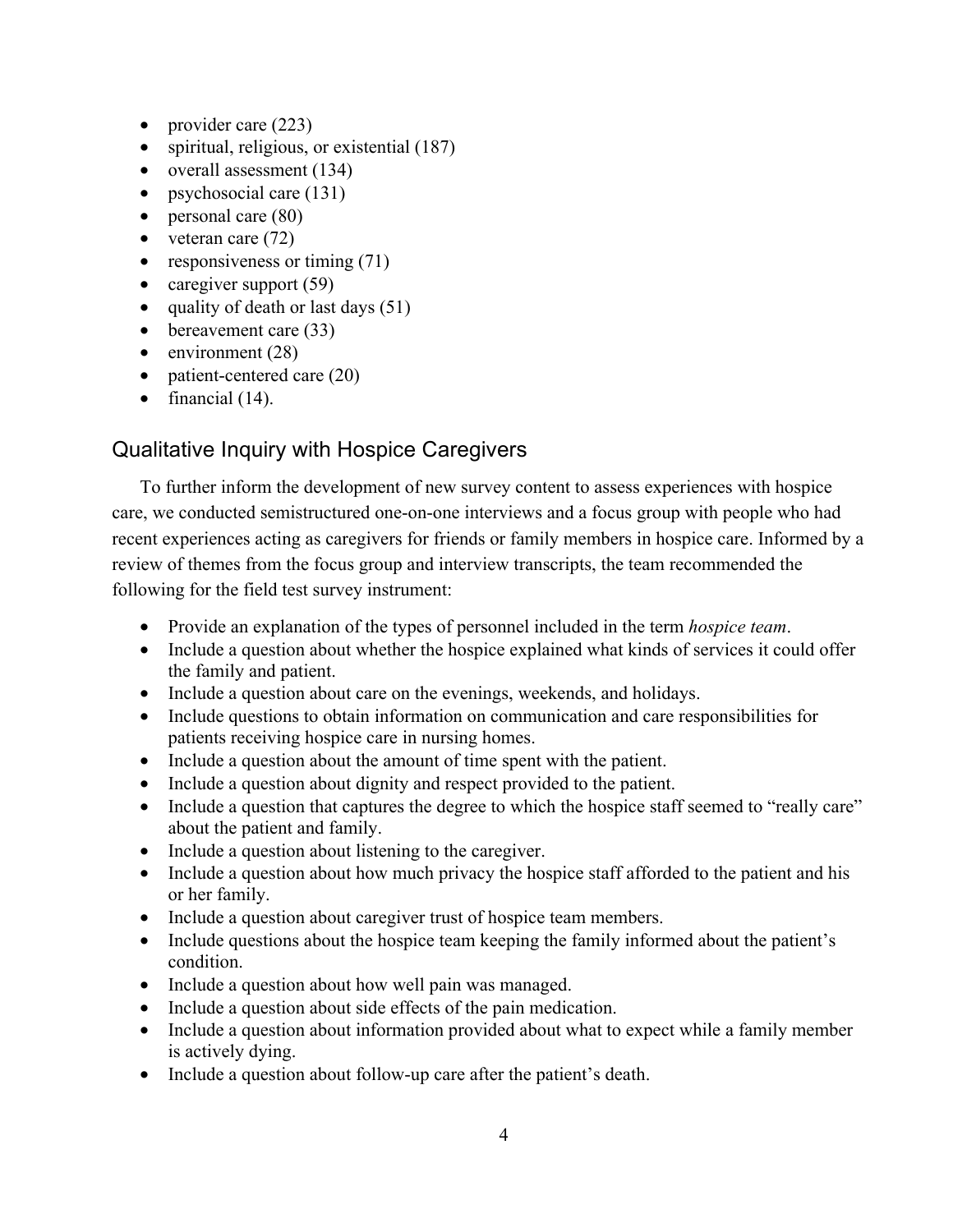- provider care (223)
- spiritual, religious, or existential (187)
- overall assessment (134)
- psychosocial care (131)
- personal care (80)
- veteran care (72)
- responsiveness or timing (71)
- caregiver support (59)
- quality of death or last days (51)
- bereavement care (33)
- environment (28)
- patient-centered care (20)
- financial (14).

## Qualitative Inquiry with Hospice Caregivers

To further inform the development of new survey content to assess experiences with hospice care, we conducted semistructured one-on-one interviews and a focus group with people who had recent experiences acting as caregivers for friends or family members in hospice care. Informed by a review of themes from the focus group and interview transcripts, the team recommended the following for the field test survey instrument:

- Provide an explanation of the types of personnel included in the term *hospice team*.
- Include a question about whether the hospice explained what kinds of services it could offer the family and patient.
- Include a question about care on the evenings, weekends, and holidays.
- Include questions to obtain information on communication and care responsibilities for patients receiving hospice care in nursing homes.
- Include a question about the amount of time spent with the patient.
- Include a question about dignity and respect provided to the patient.
- Include a question that captures the degree to which the hospice staff seemed to "really care" about the patient and family.
- Include a question about listening to the caregiver.
- Include a question about how much privacy the hospice staff afforded to the patient and his or her family.
- Include a question about caregiver trust of hospice team members.
- Include questions about the hospice team keeping the family informed about the patient's condition.
- Include a question about how well pain was managed.
- Include a question about side effects of the pain medication.
- Include a question about information provided about what to expect while a family member is actively dying.
- Include a question about follow-up care after the patient's death.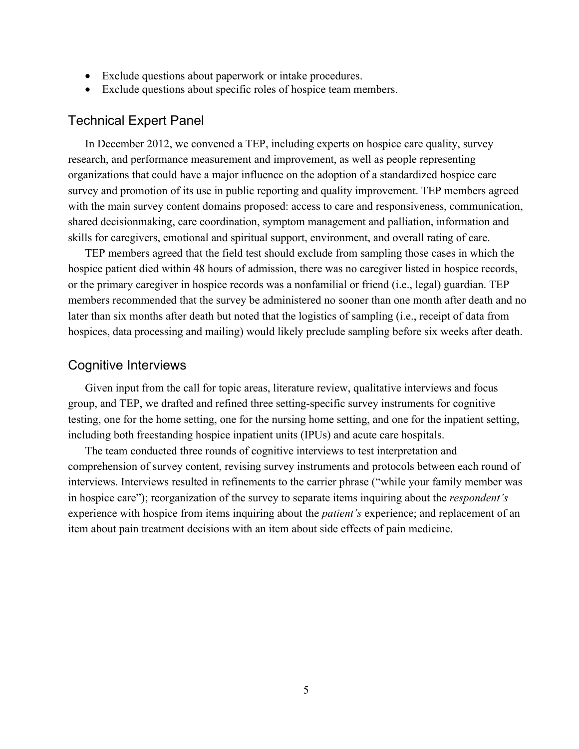- Exclude questions about paperwork or intake procedures.
- Exclude questions about specific roles of hospice team members.

## Technical Expert Panel

In December 2012, we convened a TEP, including experts on hospice care quality, survey research, and performance measurement and improvement, as well as people representing organizations that could have a major influence on the adoption of a standardized hospice care survey and promotion of its use in public reporting and quality improvement. TEP members agreed with the main survey content domains proposed: access to care and responsiveness, communication, shared decisionmaking, care coordination, symptom management and palliation, information and skills for caregivers, emotional and spiritual support, environment, and overall rating of care.

TEP members agreed that the field test should exclude from sampling those cases in which the hospice patient died within 48 hours of admission, there was no caregiver listed in hospice records, or the primary caregiver in hospice records was a nonfamilial or friend (i.e., legal) guardian. TEP members recommended that the survey be administered no sooner than one month after death and no later than six months after death but noted that the logistics of sampling (i.e., receipt of data from hospices, data processing and mailing) would likely preclude sampling before six weeks after death.

## Cognitive Interviews

Given input from the call for topic areas, literature review, qualitative interviews and focus group, and TEP, we drafted and refined three setting-specific survey instruments for cognitive testing, one for the home setting, one for the nursing home setting, and one for the inpatient setting, including both freestanding hospice inpatient units (IPUs) and acute care hospitals.

The team conducted three rounds of cognitive interviews to test interpretation and comprehension of survey content, revising survey instruments and protocols between each round of interviews. Interviews resulted in refinements to the carrier phrase ("while your family member was in hospice care"); reorganization of the survey to separate items inquiring about the *respondent's* experience with hospice from items inquiring about the *patient's* experience; and replacement of an item about pain treatment decisions with an item about side effects of pain medicine.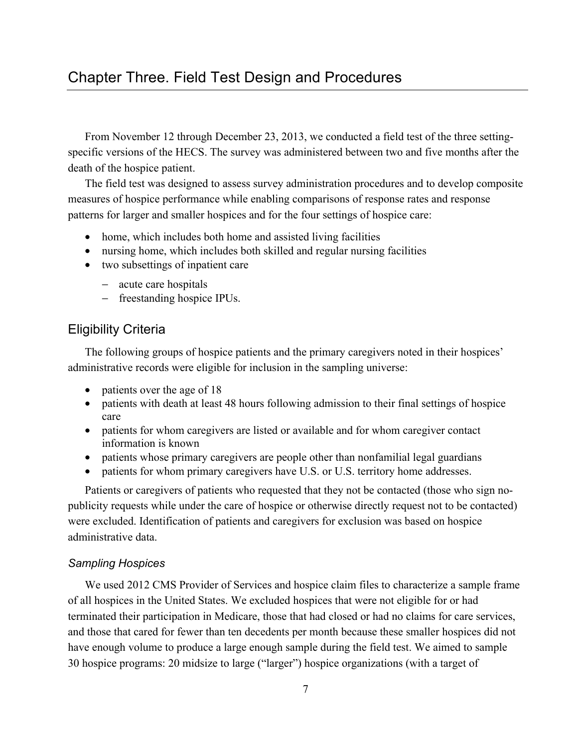# Chapter Three. Field Test Design and Procedures

From November 12 through December 23, 2013, we conducted a field test of the three setting-specific versions of the HECS. The survey was administered between two and five months after the death of the hospice patient.

The field test was designed to assess survey administration procedures and to develop composite measures of hospice performance while enabling comparisons of response rates and response patterns for larger and smaller hospices and for the four settings of hospice care:

- home, which includes both home and assisted living facilities
- nursing home, which includes both skilled and regular nursing facilities
- two subsettings of inpatient care
  - acute care hospitals
  - freestanding hospice IPUs.

## Eligibility Criteria

The following groups of hospice patients and the primary caregivers noted in their hospices' administrative records were eligible for inclusion in the sampling universe:

- patients over the age of 18
- patients with death at least 48 hours following admission to their final settings of hospice care
- patients for whom caregivers are listed or available and for whom caregiver contact information is known
- patients whose primary caregivers are people other than nonfamilial legal guardians
- patients for whom primary caregivers have U.S. or U.S. territory home addresses.

Patients or caregivers of patients who requested that they not be contacted (those who sign no-publicity requests while under the care of hospice or otherwise directly request not to be contacted) were excluded. Identification of patients and caregivers for exclusion was based on hospice administrative data.

### *Sampling Hospices*

We used 2012 CMS Provider of Services and hospice claim files to characterize a sample frame of all hospices in the United States. We excluded hospices that were not eligible for or had terminated their participation in Medicare, those that had closed or had no claims for care services, and those that cared for fewer than ten decedents per month because these smaller hospices did not have enough volume to produce a large enough sample during the field test. We aimed to sample 30 hospice programs: 20 midsize to large ("larger") hospice organizations (with a target of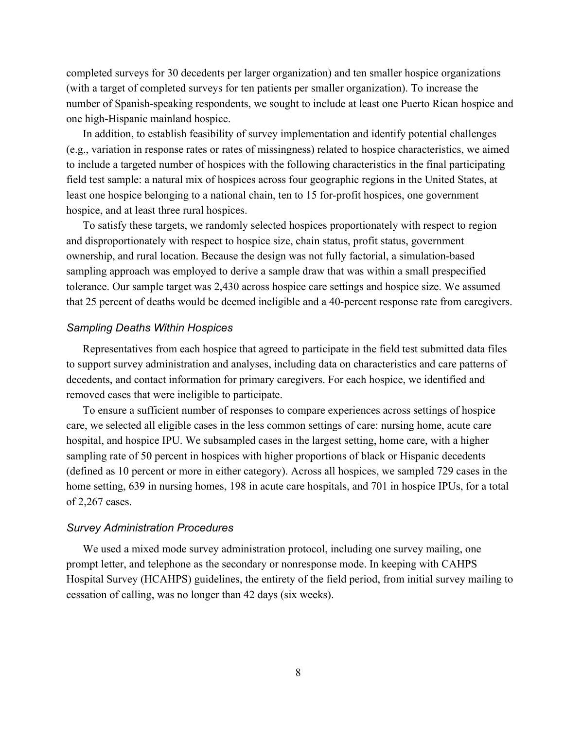completed surveys for 30 decedents per larger organization) and ten smaller hospice organizations (with a target of completed surveys for ten patients per smaller organization). To increase the number of Spanish-speaking respondents, we sought to include at least one Puerto Rican hospice and one high-Hispanic mainland hospice.

In addition, to establish feasibility of survey implementation and identify potential challenges (e.g., variation in response rates or rates of missingness) related to hospice characteristics, we aimed to include a targeted number of hospices with the following characteristics in the final participating field test sample: a natural mix of hospices across four geographic regions in the United States, at least one hospice belonging to a national chain, ten to 15 for-profit hospices, one government hospice, and at least three rural hospices.

To satisfy these targets, we randomly selected hospices proportionately with respect to region and disproportionately with respect to hospice size, chain status, profit status, government ownership, and rural location. Because the design was not fully factorial, a simulation-based sampling approach was employed to derive a sample draw that was within a small prespecified tolerance. Our sample target was 2,430 across hospice care settings and hospice size. We assumed that 25 percent of deaths would be deemed ineligible and a 40-percent response rate from caregivers.

### *Sampling Deaths Within Hospices*

Representatives from each hospice that agreed to participate in the field test submitted data files to support survey administration and analyses, including data on characteristics and care patterns of decedents, and contact information for primary caregivers. For each hospice, we identified and removed cases that were ineligible to participate.

To ensure a sufficient number of responses to compare experiences across settings of hospice care, we selected all eligible cases in the less common settings of care: nursing home, acute care hospital, and hospice IPU. We subsampled cases in the largest setting, home care, with a higher sampling rate of 50 percent in hospices with higher proportions of black or Hispanic decedents (defined as 10 percent or more in either category). Across all hospices, we sampled 729 cases in the home setting, 639 in nursing homes, 198 in acute care hospitals, and 701 in hospice IPUs, for a total of 2,267 cases.

### *Survey Administration Procedures*

We used a mixed mode survey administration protocol, including one survey mailing, one prompt letter, and telephone as the secondary or nonresponse mode. In keeping with CAHPS Hospital Survey (HCAHPS) guidelines, the entirety of the field period, from initial survey mailing to cessation of calling, was no longer than 42 days (six weeks).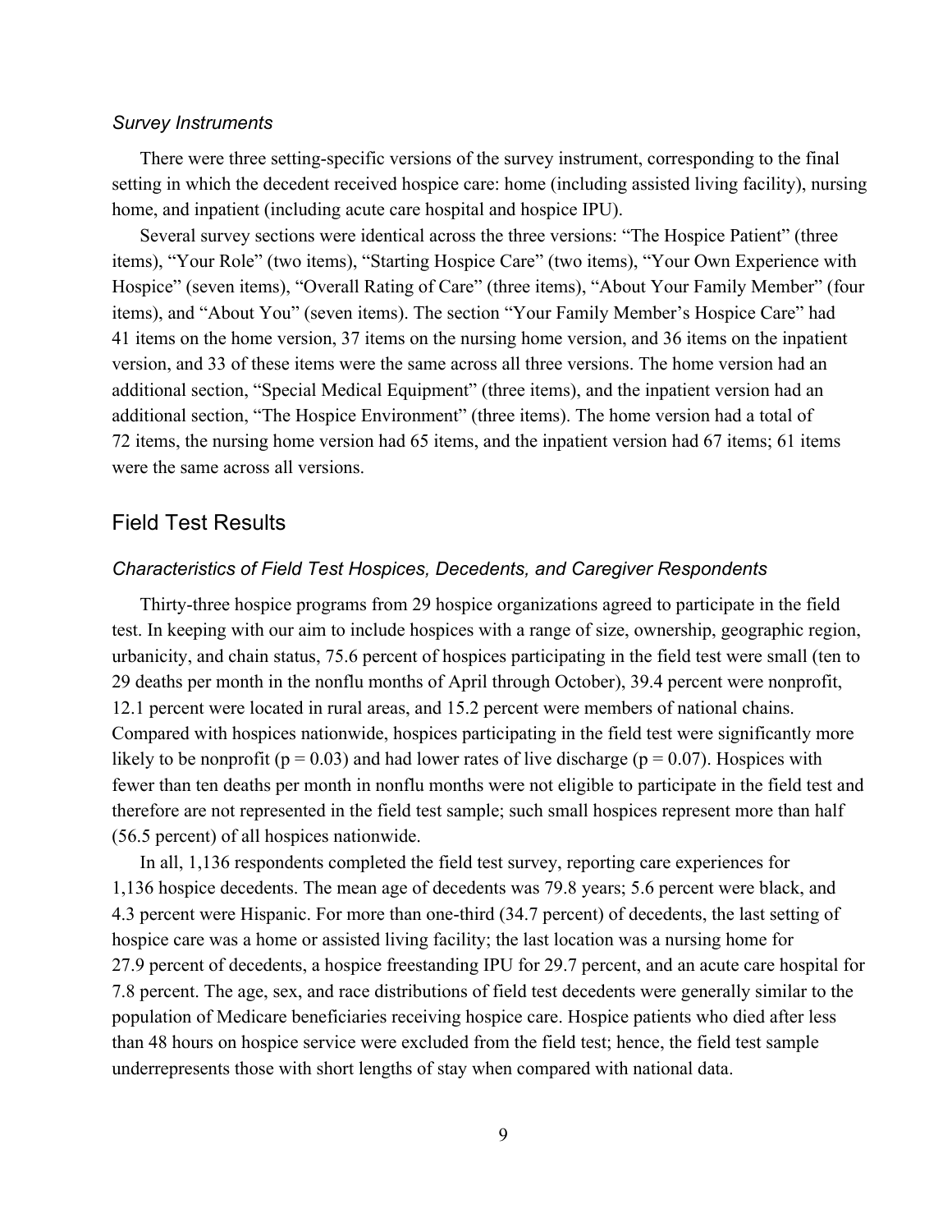### *Survey Instruments*

There were three setting-specific versions of the survey instrument, corresponding to the final setting in which the decedent received hospice care: home (including assisted living facility), nursing home, and inpatient (including acute care hospital and hospice IPU).

Several survey sections were identical across the three versions: “The Hospice Patient” (three items), “Your Role” (two items), “Starting Hospice Care” (two items), “Your Own Experience with Hospice” (seven items), “Overall Rating of Care” (three items), “About Your Family Member” (four items), and “About You” (seven items). The section “Your Family Member’s Hospice Care” had 41 items on the home version, 37 items on the nursing home version, and 36 items on the inpatient version, and 33 of these items were the same across all three versions. The home version had an additional section, “Special Medical Equipment” (three items), and the inpatient version had an additional section, “The Hospice Environment” (three items). The home version had a total of 72 items, the nursing home version had 65 items, and the inpatient version had 67 items; 61 items were the same across all versions.

## Field Test Results

### *Characteristics of Field Test Hospices, Decedents, and Caregiver Respondents*

Thirty-three hospice programs from 29 hospice organizations agreed to participate in the field test. In keeping with our aim to include hospices with a range of size, ownership, geographic region, urbanicity, and chain status, 75.6 percent of hospices participating in the field test were small (ten to 29 deaths per month in the nonflu months of April through October), 39.4 percent were nonprofit, 12.1 percent were located in rural areas, and 15.2 percent were members of national chains. Compared with hospices nationwide, hospices participating in the field test were significantly more likely to be nonprofit ($p = 0.03$) and had lower rates of live discharge ($p = 0.07$). Hospices with fewer than ten deaths per month in nonflu months were not eligible to participate in the field test and therefore are not represented in the field test sample; such small hospices represent more than half (56.5 percent) of all hospices nationwide.

In all, 1,136 respondents completed the field test survey, reporting care experiences for 1,136 hospice decedents. The mean age of decedents was 79.8 years; 5.6 percent were black, and 4.3 percent were Hispanic. For more than one-third (34.7 percent) of decedents, the last setting of hospice care was a home or assisted living facility; the last location was a nursing home for 27.9 percent of decedents, a hospice freestanding IPU for 29.7 percent, and an acute care hospital for 7.8 percent. The age, sex, and race distributions of field test decedents were generally similar to the population of Medicare beneficiaries receiving hospice care. Hospice patients who died after less than 48 hours on hospice service were excluded from the field test; hence, the field test sample underrepresents those with short lengths of stay when compared with national data.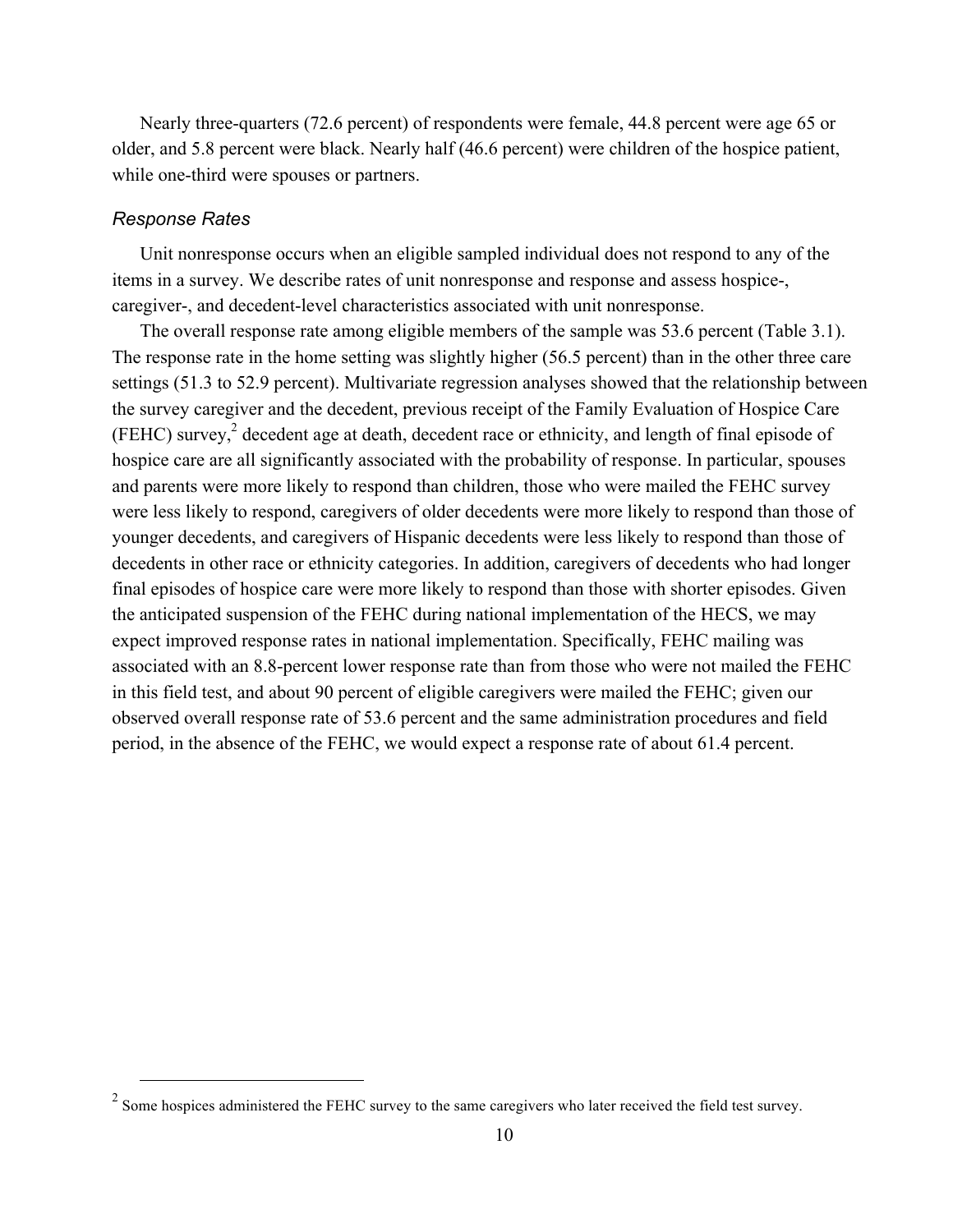Nearly three-quarters (72.6 percent) of respondents were female, 44.8 percent were age 65 or older, and 5.8 percent were black. Nearly half (46.6 percent) were children of the hospice patient, while one-third were spouses or partners.

### *Response Rates*

Unit nonresponse occurs when an eligible sampled individual does not respond to any of the items in a survey. We describe rates of unit nonresponse and response and assess hospice-, caregiver-, and decedent-level characteristics associated with unit nonresponse.

The overall response rate among eligible members of the sample was 53.6 percent (Table 3.1). The response rate in the home setting was slightly higher (56.5 percent) than in the other three care settings (51.3 to 52.9 percent). Multivariate regression analyses showed that the relationship between the survey caregiver and the decedent, previous receipt of the Family Evaluation of Hospice Care (FEHC) survey,[2] decedent age at death, decedent race or ethnicity, and length of final episode of hospice care are all significantly associated with the probability of response. In particular, spouses and parents were more likely to respond than children, those who were mailed the FEHC survey were less likely to respond, caregivers of older decedents were more likely to respond than those of younger decedents, and caregivers of Hispanic decedents were less likely to respond than those of decedents in other race or ethnicity categories. In addition, caregivers of decedents who had longer final episodes of hospice care were more likely to respond than those with shorter episodes. Given the anticipated suspension of the FEHC during national implementation of the HECS, we may expect improved response rates in national implementation. Specifically, FEHC mailing was associated with an 8.8-percent lower response rate than from those who were not mailed the FEHC in this field test, and about 90 percent of eligible caregivers were mailed the FEHC; given our observed overall response rate of 53.6 percent and the same administration procedures and field period, in the absence of the FEHC, we would expect a response rate of about 61.4 percent.

[2] Some hospices administered the FEHC survey to the same caregivers who later received the field test survey.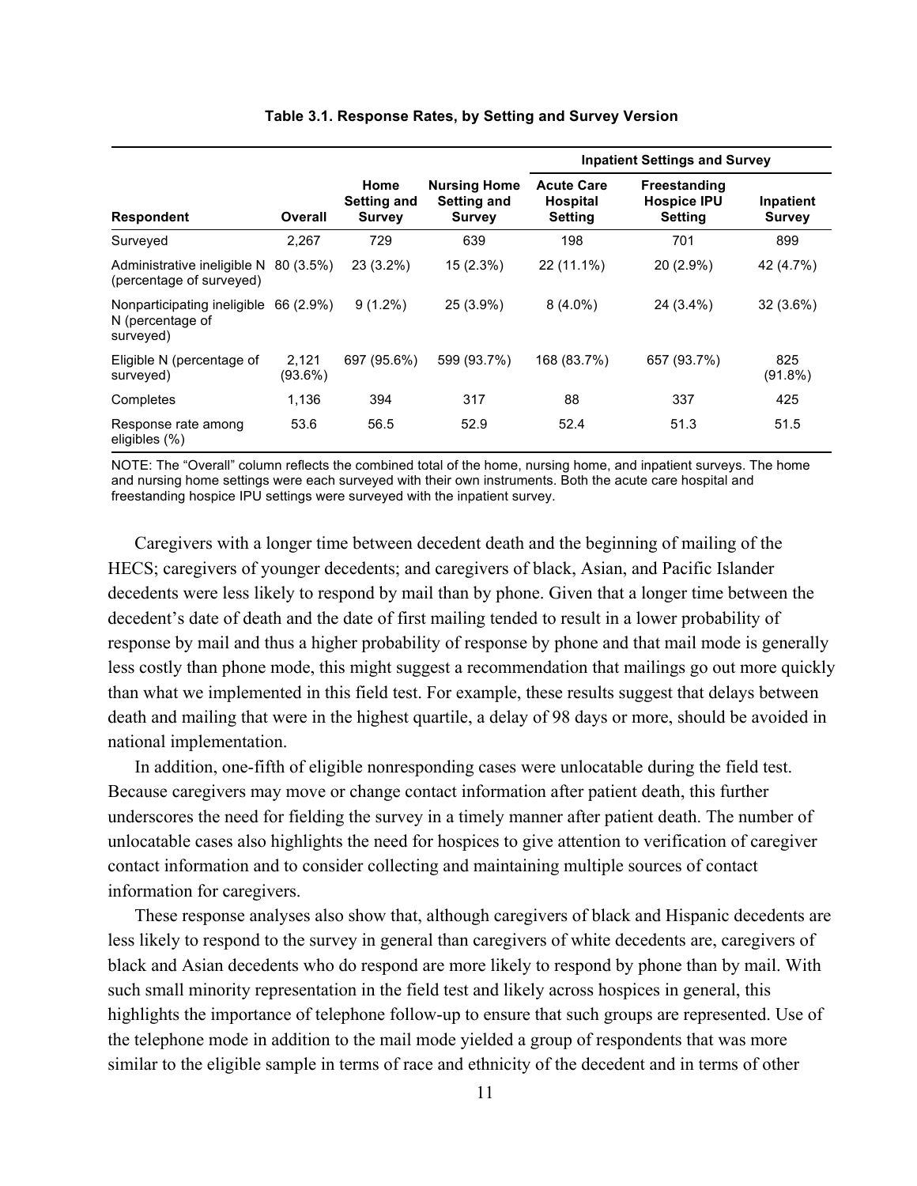**Table 3.1. Response Rates, by Setting and Survey Version**

| | | | | Inpatient Settings and Survey | | |
|---|---|---|---|---|---|---|
| **Respondent** | **Overall** | **Home Setting and Survey** | **Nursing Home Setting and Survey** | **Acute Care Hospital Setting** | **Freestanding Hospice IPU Setting** | **Inpatient Survey** |
| Surveyed | 2,267 | 729 | 639 | 198 | 701 | 899 |
| Administrative ineligible N (percentage of surveyed) | 80 (3.5%) | 23 (3.2%) | 15 (2.3%) | 22 (11.1%) | 20 (2.9%) | 42 (4.7%) |
| Nonparticipating ineligible N (percentage of surveyed) | 66 (2.9%) | 9 (1.2%) | 25 (3.9%) | 8 (4.0%) | 24 (3.4%) | 32 (3.6%) |
| Eligible N (percentage of surveyed) | 2,121 (93.6%) | 697 (95.6%) | 599 (93.7%) | 168 (83.7%) | 657 (93.7%) | 825 (91.8%) |
| Completes | 1,136 | 394 | 317 | 88 | 337 | 425 |
| Response rate among eligibles (%) | 53.6 | 56.5 | 52.9 | 52.4 | 51.3 | 51.5 |

NOTE: The "Overall" column reflects the combined total of the home, nursing home, and inpatient surveys. The home and nursing home settings were each surveyed with their own instruments. Both the acute care hospital and freestanding hospice IPU settings were surveyed with the inpatient survey.

Caregivers with a longer time between decedent death and the beginning of mailing of the HECS; caregivers of younger decedents; and caregivers of black, Asian, and Pacific Islander decedents were less likely to respond by mail than by phone. Given that a longer time between the decedent's date of death and the date of first mailing tended to result in a lower probability of response by mail and thus a higher probability of response by phone and that mail mode is generally less costly than phone mode, this might suggest a recommendation that mailings go out more quickly than what we implemented in this field test. For example, these results suggest that delays between death and mailing that were in the highest quartile, a delay of 98 days or more, should be avoided in national implementation.

In addition, one-fifth of eligible nonresponding cases were unlocatable during the field test. Because caregivers may move or change contact information after patient death, this further underscores the need for fielding the survey in a timely manner after patient death. The number of unlocatable cases also highlights the need for hospices to give attention to verification of caregiver contact information and to consider collecting and maintaining multiple sources of contact information for caregivers.

These response analyses also show that, although caregivers of black and Hispanic decedents are less likely to respond to the survey in general than caregivers of white decedents are, caregivers of black and Asian decedents who do respond are more likely to respond by phone than by mail. With such small minority representation in the field test and likely across hospices in general, this highlights the importance of telephone follow-up to ensure that such groups are represented. Use of the telephone mode in addition to the mail mode yielded a group of respondents that was more similar to the eligible sample in terms of race and ethnicity of the decedent and in terms of other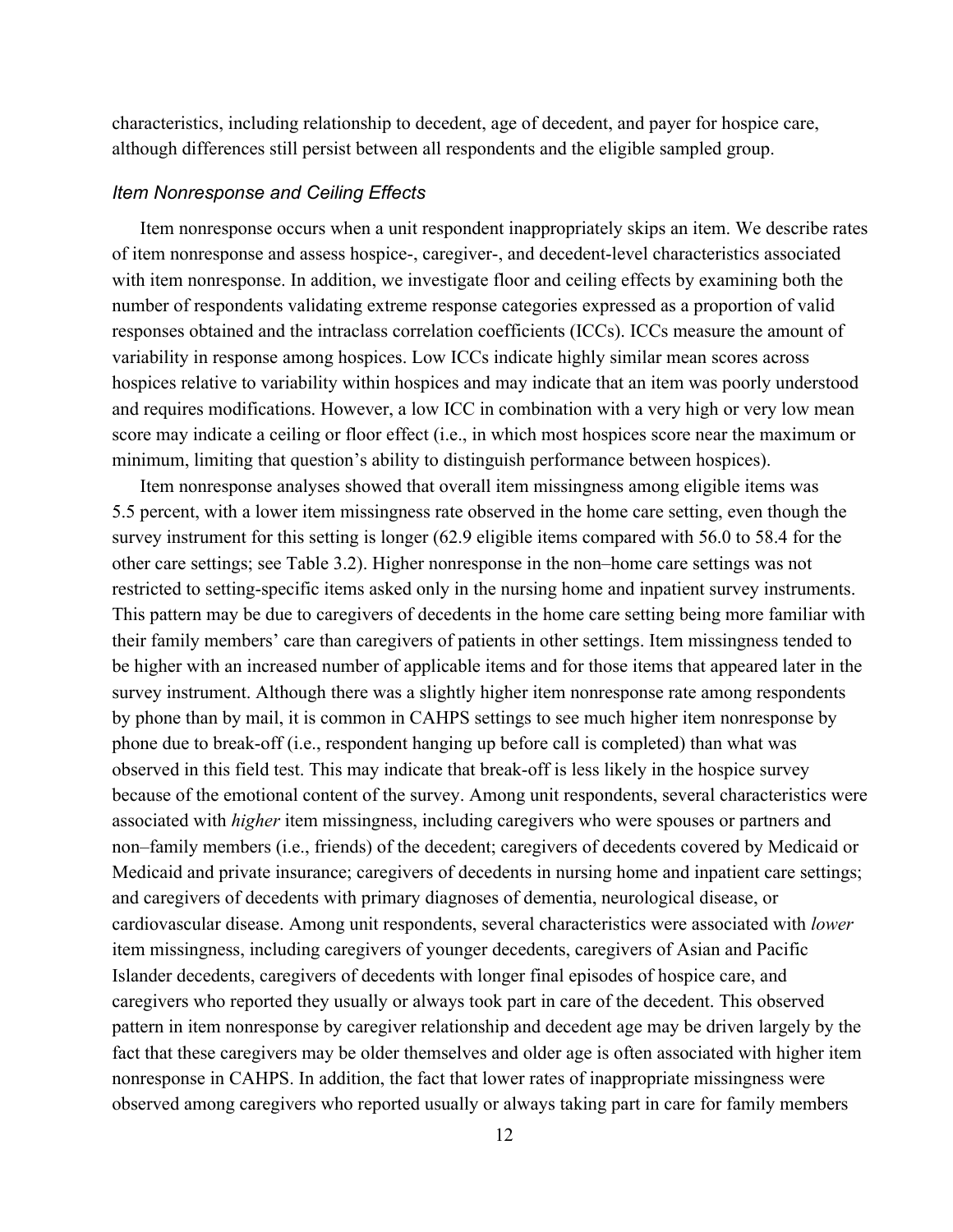characteristics, including relationship to decedent, age of decedent, and payer for hospice care, although differences still persist between all respondents and the eligible sampled group.

### *Item Nonresponse and Ceiling Effects*

Item nonresponse occurs when a unit respondent inappropriately skips an item. We describe rates of item nonresponse and assess hospice-, caregiver-, and decedent-level characteristics associated with item nonresponse. In addition, we investigate floor and ceiling effects by examining both the number of respondents validating extreme response categories expressed as a proportion of valid responses obtained and the intraclass correlation coefficients (ICCs). ICCs measure the amount of variability in response among hospices. Low ICCs indicate highly similar mean scores across hospices relative to variability within hospices and may indicate that an item was poorly understood and requires modifications. However, a low ICC in combination with a very high or very low mean score may indicate a ceiling or floor effect (i.e., in which most hospices score near the maximum or minimum, limiting that question's ability to distinguish performance between hospices).

Item nonresponse analyses showed that overall item missingness among eligible items was 5.5 percent, with a lower item missingness rate observed in the home care setting, even though the survey instrument for this setting is longer (62.9 eligible items compared with 56.0 to 58.4 for the other care settings; see Table 3.2). Higher nonresponse in the non–home care settings was not restricted to setting-specific items asked only in the nursing home and inpatient survey instruments. This pattern may be due to caregivers of decedents in the home care setting being more familiar with their family members' care than caregivers of patients in other settings. Item missingness tended to be higher with an increased number of applicable items and for those items that appeared later in the survey instrument. Although there was a slightly higher item nonresponse rate among respondents by phone than by mail, it is common in CAHPS settings to see much higher item nonresponse by phone due to break-off (i.e., respondent hanging up before call is completed) than what was observed in this field test. This may indicate that break-off is less likely in the hospice survey because of the emotional content of the survey. Among unit respondents, several characteristics were associated with *higher* item missingness, including caregivers who were spouses or partners and non–family members (i.e., friends) of the decedent; caregivers of decedents covered by Medicaid or Medicaid and private insurance; caregivers of decedents in nursing home and inpatient care settings; and caregivers of decedents with primary diagnoses of dementia, neurological disease, or cardiovascular disease. Among unit respondents, several characteristics were associated with *lower* item missingness, including caregivers of younger decedents, caregivers of Asian and Pacific Islander decedents, caregivers of decedents with longer final episodes of hospice care, and caregivers who reported they usually or always took part in care of the decedent. This observed pattern in item nonresponse by caregiver relationship and decedent age may be driven largely by the fact that these caregivers may be older themselves and older age is often associated with higher item nonresponse in CAHPS. In addition, the fact that lower rates of inappropriate missingness were observed among caregivers who reported usually or always taking part in care for family members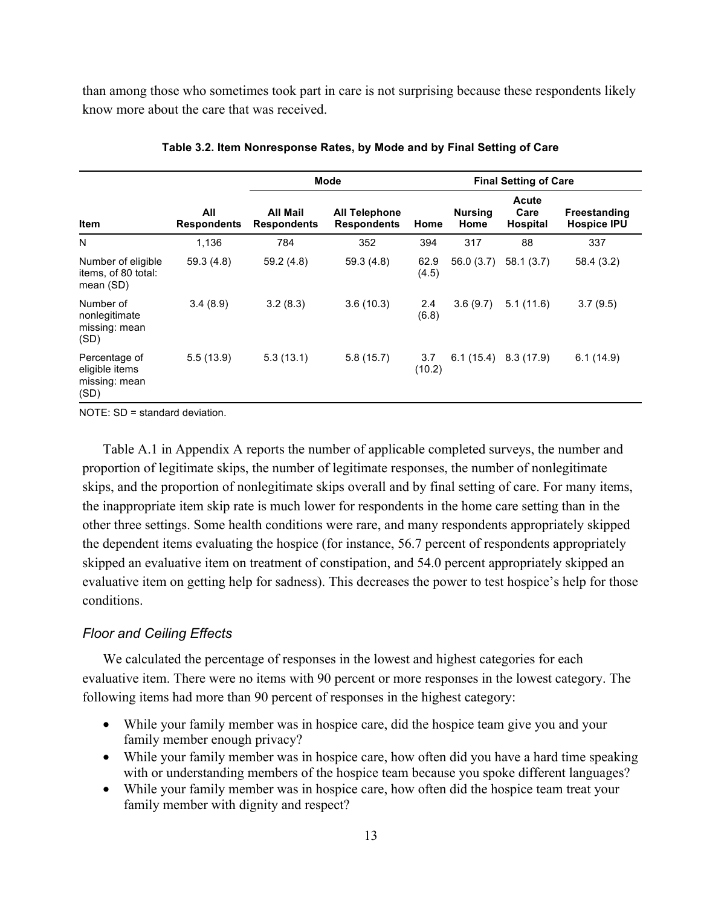than among those who sometimes took part in care is not surprising because these respondents likely know more about the care that was received.

**Table 3.2. Item Nonresponse Rates, by Mode and by Final Setting of Care**

| | | Mode | | Final Setting of Care | | | |
|---|---|---|---|---|---|---|---|
| **Item** | **All Respondents** | **All Mail Respondents** | **All Telephone Respondents** | **Home** | **Nursing Home** | **Acute Care Hospital** | **Freestanding Hospice IPU** |
| N | 1,136 | 784 | 352 | 394 | 317 | 88 | 337 |
| Number of eligible items, of 80 total: mean (SD) | 59.3 (4.8) | 59.2 (4.8) | 59.3 (4.8) | 62.9 (4.5) | 56.0 (3.7) | 58.1 (3.7) | 58.4 (3.2) |
| Number of nonlegitimate missing: mean (SD) | 3.4 (8.9) | 3.2 (8.3) | 3.6 (10.3) | 2.4 (6.8) | 3.6 (9.7) | 5.1 (11.6) | 3.7 (9.5) |
| Percentage of eligible items missing: mean (SD) | 5.5 (13.9) | 5.3 (13.1) | 5.8 (15.7) | 3.7 (10.2) | 6.1 (15.4) | 8.3 (17.9) | 6.1 (14.9) |

NOTE: SD = standard deviation.

Table A.1 in Appendix A reports the number of applicable completed surveys, the number and proportion of legitimate skips, the number of legitimate responses, the number of nonlegitimate skips, and the proportion of nonlegitimate skips overall and by final setting of care. For many items, the inappropriate item skip rate is much lower for respondents in the home care setting than in the other three settings. Some health conditions were rare, and many respondents appropriately skipped the dependent items evaluating the hospice (for instance, 56.7 percent of respondents appropriately skipped an evaluative item on treatment of constipation, and 54.0 percent appropriately skipped an evaluative item on getting help for sadness). This decreases the power to test hospice's help for those conditions.

### *Floor and Ceiling Effects*

We calculated the percentage of responses in the lowest and highest categories for each evaluative item. There were no items with 90 percent or more responses in the lowest category. The following items had more than 90 percent of responses in the highest category:

- While your family member was in hospice care, did the hospice team give you and your family member enough privacy?
- While your family member was in hospice care, how often did you have a hard time speaking with or understanding members of the hospice team because you spoke different languages?
- While your family member was in hospice care, how often did the hospice team treat your family member with dignity and respect?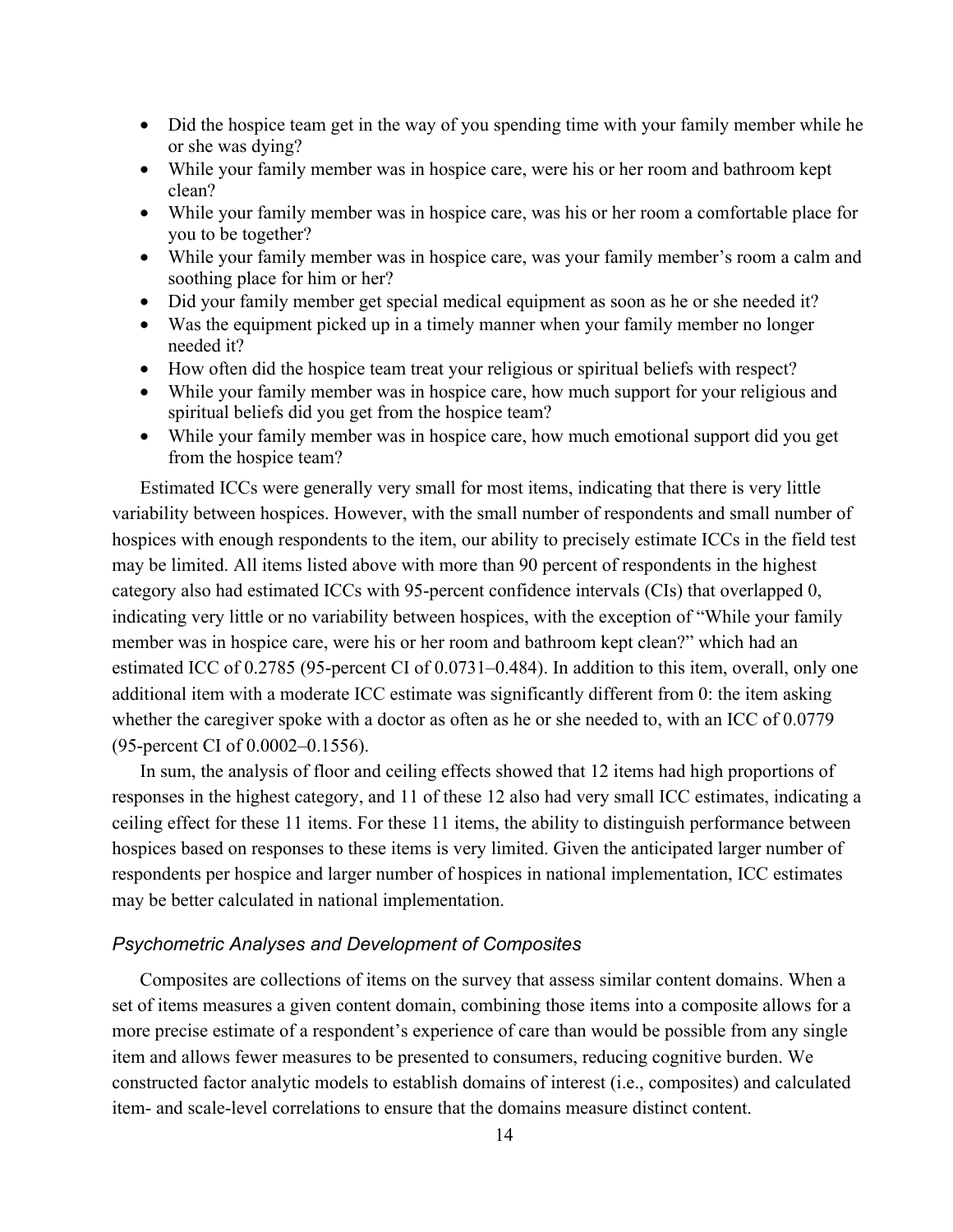- Did the hospice team get in the way of you spending time with your family member while he or she was dying?
- While your family member was in hospice care, were his or her room and bathroom kept clean?
- While your family member was in hospice care, was his or her room a comfortable place for you to be together?
- While your family member was in hospice care, was your family member's room a calm and soothing place for him or her?
- Did your family member get special medical equipment as soon as he or she needed it?
- Was the equipment picked up in a timely manner when your family member no longer needed it?
- How often did the hospice team treat your religious or spiritual beliefs with respect?
- While your family member was in hospice care, how much support for your religious and spiritual beliefs did you get from the hospice team?
- While your family member was in hospice care, how much emotional support did you get from the hospice team?

Estimated ICCs were generally very small for most items, indicating that there is very little variability between hospices. However, with the small number of respondents and small number of hospices with enough respondents to the item, our ability to precisely estimate ICCs in the field test may be limited. All items listed above with more than 90 percent of respondents in the highest category also had estimated ICCs with 95-percent confidence intervals (CIs) that overlapped 0, indicating very little or no variability between hospices, with the exception of "While your family member was in hospice care, were his or her room and bathroom kept clean?" which had an estimated ICC of 0.2785 (95-percent CI of 0.0731–0.484). In addition to this item, overall, only one additional item with a moderate ICC estimate was significantly different from 0: the item asking whether the caregiver spoke with a doctor as often as he or she needed to, with an ICC of 0.0779 (95-percent CI of 0.0002–0.1556).

In sum, the analysis of floor and ceiling effects showed that 12 items had high proportions of responses in the highest category, and 11 of these 12 also had very small ICC estimates, indicating a ceiling effect for these 11 items. For these 11 items, the ability to distinguish performance between hospices based on responses to these items is very limited. Given the anticipated larger number of respondents per hospice and larger number of hospices in national implementation, ICC estimates may be better calculated in national implementation.

### *Psychometric Analyses and Development of Composites*

Composites are collections of items on the survey that assess similar content domains. When a set of items measures a given content domain, combining those items into a composite allows for a more precise estimate of a respondent's experience of care than would be possible from any single item and allows fewer measures to be presented to consumers, reducing cognitive burden. We constructed factor analytic models to establish domains of interest (i.e., composites) and calculated item- and scale-level correlations to ensure that the domains measure distinct content.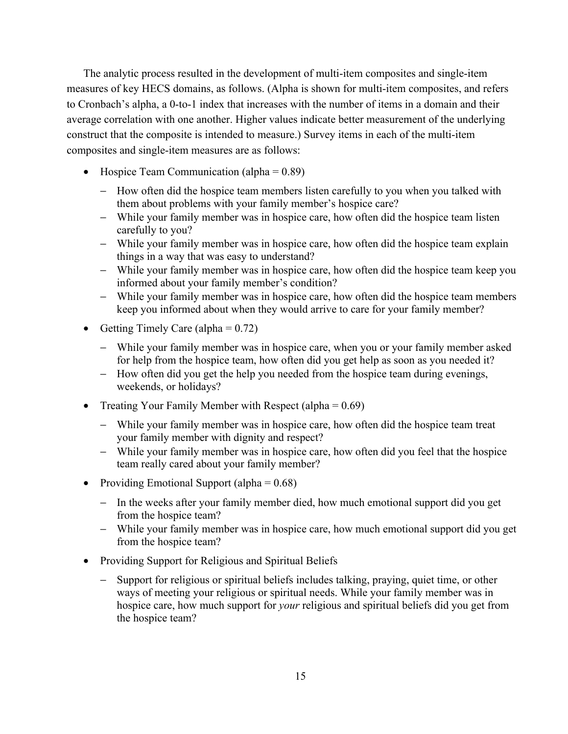The analytic process resulted in the development of multi-item composites and single-item measures of key HECS domains, as follows. (Alpha is shown for multi-item composites, and refers to Cronbach's alpha, a 0-to-1 index that increases with the number of items in a domain and their average correlation with one another. Higher values indicate better measurement of the underlying construct that the composite is intended to measure.) Survey items in each of the multi-item composites and single-item measures are as follows:

- Hospice Team Communication (alpha = 0.89)
  - How often did the hospice team members listen carefully to you when you talked with them about problems with your family member's hospice care?
  - While your family member was in hospice care, how often did the hospice team listen carefully to you?
  - While your family member was in hospice care, how often did the hospice team explain things in a way that was easy to understand?
  - While your family member was in hospice care, how often did the hospice team keep you informed about your family member's condition?
  - While your family member was in hospice care, how often did the hospice team members keep you informed about when they would arrive to care for your family member?
- Getting Timely Care (alpha = 0.72)
  - While your family member was in hospice care, when you or your family member asked for help from the hospice team, how often did you get help as soon as you needed it?
  - How often did you get the help you needed from the hospice team during evenings, weekends, or holidays?
- Treating Your Family Member with Respect (alpha = 0.69)
  - While your family member was in hospice care, how often did the hospice team treat your family member with dignity and respect?
  - While your family member was in hospice care, how often did you feel that the hospice team really cared about your family member?
- Providing Emotional Support (alpha = 0.68)
  - In the weeks after your family member died, how much emotional support did you get from the hospice team?
  - While your family member was in hospice care, how much emotional support did you get from the hospice team?
- Providing Support for Religious and Spiritual Beliefs
  - Support for religious or spiritual beliefs includes talking, praying, quiet time, or other ways of meeting your religious or spiritual needs. While your family member was in hospice care, how much support for *your* religious and spiritual beliefs did you get from the hospice team?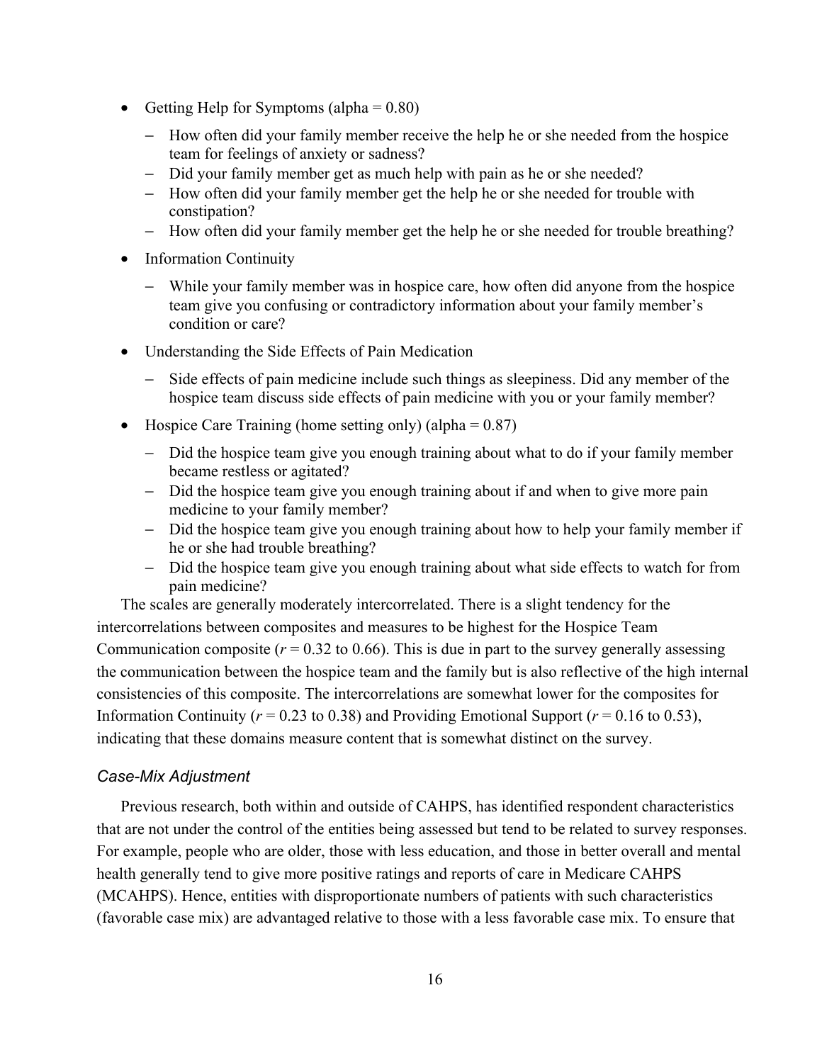- Getting Help for Symptoms (alpha = 0.80)
  - How often did your family member receive the help he or she needed from the hospice team for feelings of anxiety or sadness?
  - Did your family member get as much help with pain as he or she needed?
  - How often did your family member get the help he or she needed for trouble with constipation?
  - How often did your family member get the help he or she needed for trouble breathing?
- Information Continuity
  - While your family member was in hospice care, how often did anyone from the hospice team give you confusing or contradictory information about your family member's condition or care?
- Understanding the Side Effects of Pain Medication
  - Side effects of pain medicine include such things as sleepiness. Did any member of the hospice team discuss side effects of pain medicine with you or your family member?
- Hospice Care Training (home setting only) (alpha = 0.87)
  - Did the hospice team give you enough training about what to do if your family member became restless or agitated?
  - Did the hospice team give you enough training about if and when to give more pain medicine to your family member?
  - Did the hospice team give you enough training about how to help your family member if he or she had trouble breathing?
  - Did the hospice team give you enough training about what side effects to watch for from pain medicine?

The scales are generally moderately intercorrelated. There is a slight tendency for the intercorrelations between composites and measures to be highest for the Hospice Team Communication composite ($r$ = 0.32 to 0.66). This is due in part to the survey generally assessing the communication between the hospice team and the family but is also reflective of the high internal consistencies of this composite. The intercorrelations are somewhat lower for the composites for Information Continuity ($r$ = 0.23 to 0.38) and Providing Emotional Support ($r$ = 0.16 to 0.53), indicating that these domains measure content that is somewhat distinct on the survey.

### *Case-Mix Adjustment*

Previous research, both within and outside of CAHPS, has identified respondent characteristics that are not under the control of the entities being assessed but tend to be related to survey responses. For example, people who are older, those with less education, and those in better overall and mental health generally tend to give more positive ratings and reports of care in Medicare CAHPS (MCAHPS). Hence, entities with disproportionate numbers of patients with such characteristics (favorable case mix) are advantaged relative to those with a less favorable case mix. To ensure that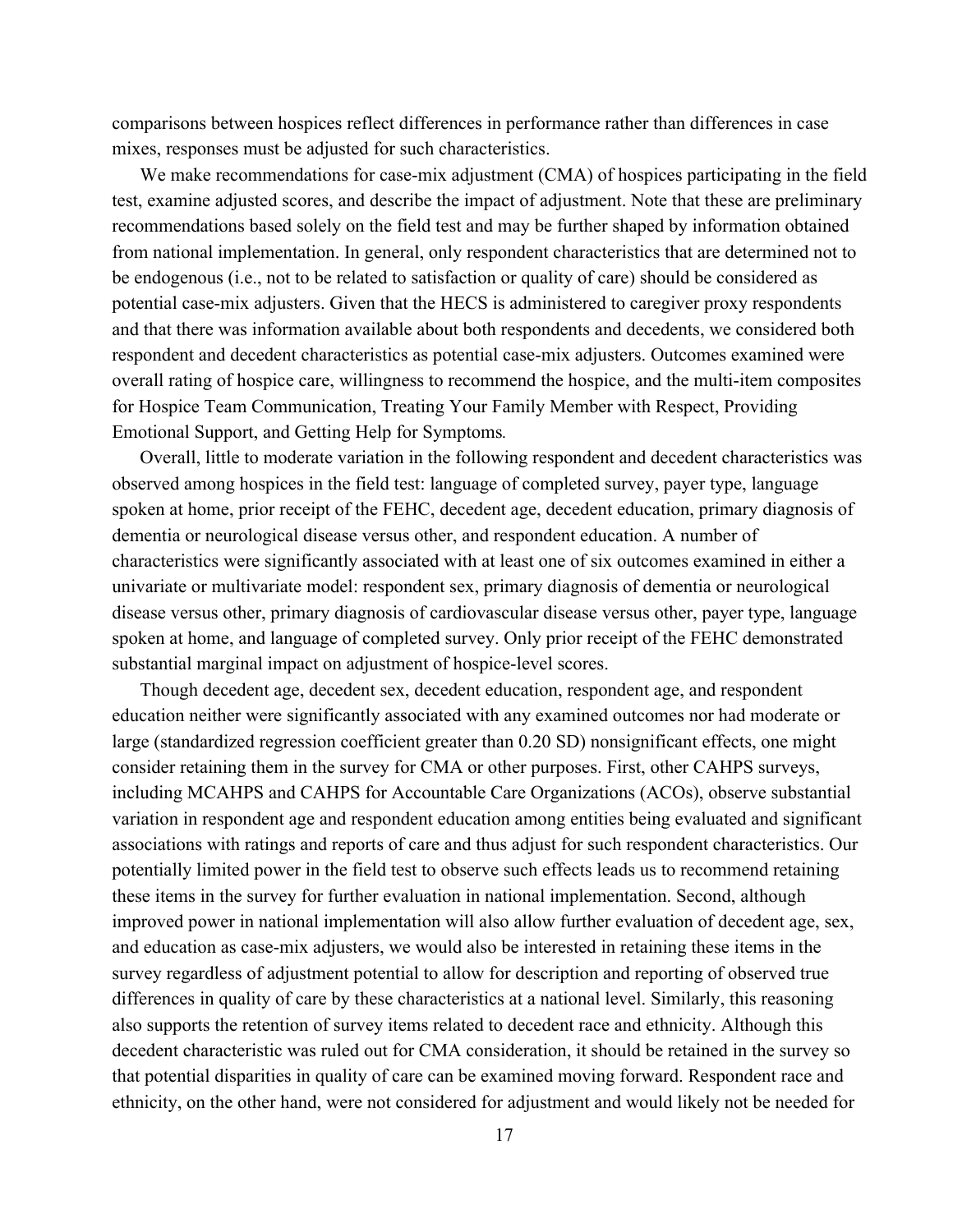comparisons between hospices reflect differences in performance rather than differences in case mixes, responses must be adjusted for such characteristics.

We make recommendations for case-mix adjustment (CMA) of hospices participating in the field test, examine adjusted scores, and describe the impact of adjustment. Note that these are preliminary recommendations based solely on the field test and may be further shaped by information obtained from national implementation. In general, only respondent characteristics that are determined not to be endogenous (i.e., not to be related to satisfaction or quality of care) should be considered as potential case-mix adjusters. Given that the HECS is administered to caregiver proxy respondents and that there was information available about both respondents and decedents, we considered both respondent and decedent characteristics as potential case-mix adjusters. Outcomes examined were overall rating of hospice care, willingness to recommend the hospice, and the multi-item composites for Hospice Team Communication, Treating Your Family Member with Respect, Providing Emotional Support, and Getting Help for Symptoms.

Overall, little to moderate variation in the following respondent and decedent characteristics was observed among hospices in the field test: language of completed survey, payer type, language spoken at home, prior receipt of the FEHC, decedent age, decedent education, primary diagnosis of dementia or neurological disease versus other, and respondent education. A number of characteristics were significantly associated with at least one of six outcomes examined in either a univariate or multivariate model: respondent sex, primary diagnosis of dementia or neurological disease versus other, primary diagnosis of cardiovascular disease versus other, payer type, language spoken at home, and language of completed survey. Only prior receipt of the FEHC demonstrated substantial marginal impact on adjustment of hospice-level scores.

Though decedent age, decedent sex, decedent education, respondent age, and respondent education neither were significantly associated with any examined outcomes nor had moderate or large (standardized regression coefficient greater than 0.20 SD) nonsignificant effects, one might consider retaining them in the survey for CMA or other purposes. First, other CAHPS surveys, including MCAHPS and CAHPS for Accountable Care Organizations (ACOs), observe substantial variation in respondent age and respondent education among entities being evaluated and significant associations with ratings and reports of care and thus adjust for such respondent characteristics. Our potentially limited power in the field test to observe such effects leads us to recommend retaining these items in the survey for further evaluation in national implementation. Second, although improved power in national implementation will also allow further evaluation of decedent age, sex, and education as case-mix adjusters, we would also be interested in retaining these items in the survey regardless of adjustment potential to allow for description and reporting of observed true differences in quality of care by these characteristics at a national level. Similarly, this reasoning also supports the retention of survey items related to decedent race and ethnicity. Although this decedent characteristic was ruled out for CMA consideration, it should be retained in the survey so that potential disparities in quality of care can be examined moving forward. Respondent race and ethnicity, on the other hand, were not considered for adjustment and would likely not be needed for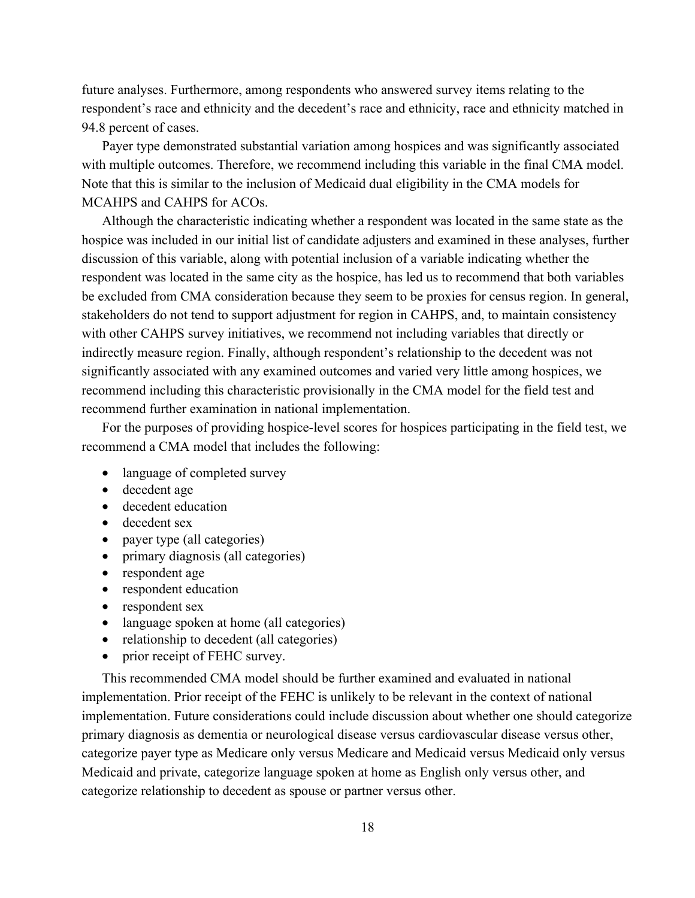future analyses. Furthermore, among respondents who answered survey items relating to the respondent's race and ethnicity and the decedent's race and ethnicity, race and ethnicity matched in 94.8 percent of cases.

Payer type demonstrated substantial variation among hospices and was significantly associated with multiple outcomes. Therefore, we recommend including this variable in the final CMA model. Note that this is similar to the inclusion of Medicaid dual eligibility in the CMA models for MCAHPS and CAHPS for ACOs.

Although the characteristic indicating whether a respondent was located in the same state as the hospice was included in our initial list of candidate adjusters and examined in these analyses, further discussion of this variable, along with potential inclusion of a variable indicating whether the respondent was located in the same city as the hospice, has led us to recommend that both variables be excluded from CMA consideration because they seem to be proxies for census region. In general, stakeholders do not tend to support adjustment for region in CAHPS, and, to maintain consistency with other CAHPS survey initiatives, we recommend not including variables that directly or indirectly measure region. Finally, although respondent's relationship to the decedent was not significantly associated with any examined outcomes and varied very little among hospices, we recommend including this characteristic provisionally in the CMA model for the field test and recommend further examination in national implementation.

For the purposes of providing hospice-level scores for hospices participating in the field test, we recommend a CMA model that includes the following:

- language of completed survey
- decedent age
- decedent education
- decedent sex
- payer type (all categories)
- primary diagnosis (all categories)
- respondent age
- respondent education
- respondent sex
- language spoken at home (all categories)
- relationship to decedent (all categories)
- prior receipt of FEHC survey.

This recommended CMA model should be further examined and evaluated in national implementation. Prior receipt of the FEHC is unlikely to be relevant in the context of national implementation. Future considerations could include discussion about whether one should categorize primary diagnosis as dementia or neurological disease versus cardiovascular disease versus other, categorize payer type as Medicare only versus Medicare and Medicaid versus Medicaid only versus Medicaid and private, categorize language spoken at home as English only versus other, and categorize relationship to decedent as spouse or partner versus other.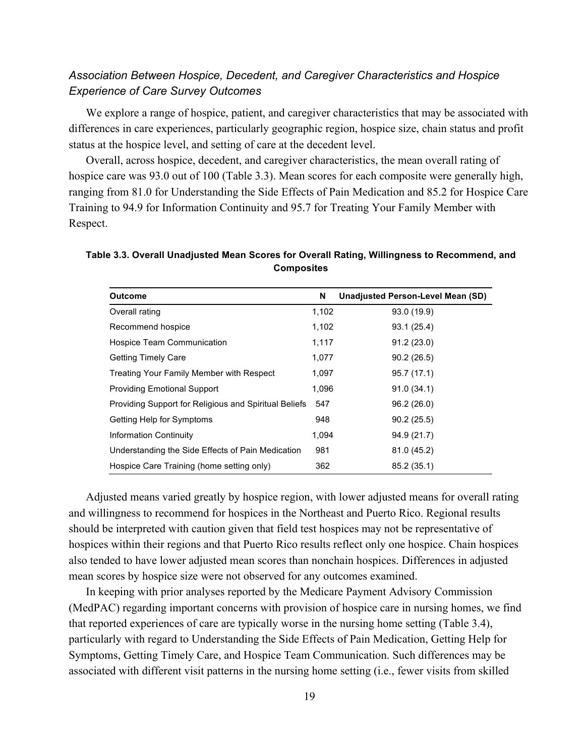*Association Between Hospice, Decedent, and Caregiver Characteristics and Hospice Experience of Care Survey Outcomes*

We explore a range of hospice, patient, and caregiver characteristics that may be associated with differences in care experiences, particularly geographic region, hospice size, chain status and profit status at the hospice level, and setting of care at the decedent level.

Overall, across hospice, decedent, and caregiver characteristics, the mean overall rating of hospice care was 93.0 out of 100 (Table 3.3). Mean scores for each composite were generally high, ranging from 81.0 for Understanding the Side Effects of Pain Medication and 85.2 for Hospice Care Training to 94.9 for Information Continuity and 95.7 for Treating Your Family Member with Respect.

**Table 3.3. Overall Unadjusted Mean Scores for Overall Rating, Willingness to Recommend, and Composites**

| Outcome | N | Unadjusted Person-Level Mean (SD) |
|---|---|---|
| Overall rating | 1,102 | 93.0 (19.9) |
| Recommend hospice | 1,102 | 93.1 (25.4) |
| Hospice Team Communication | 1,117 | 91.2 (23.0) |
| Getting Timely Care | 1,077 | 90.2 (26.5) |
| Treating Your Family Member with Respect | 1,097 | 95.7 (17.1) |
| Providing Emotional Support | 1,096 | 91.0 (34.1) |
| Providing Support for Religious and Spiritual Beliefs | 547 | 96.2 (26.0) |
| Getting Help for Symptoms | 948 | 90.2 (25.5) |
| Information Continuity | 1,094 | 94.9 (21.7) |
| Understanding the Side Effects of Pain Medication | 981 | 81.0 (45.2) |
| Hospice Care Training (home setting only) | 362 | 85.2 (35.1) |

Adjusted means varied greatly by hospice region, with lower adjusted means for overall rating and willingness to recommend for hospices in the Northeast and Puerto Rico. Regional results should be interpreted with caution given that field test hospices may not be representative of hospices within their regions and that Puerto Rico results reflect only one hospice. Chain hospices also tended to have lower adjusted mean scores than nonchain hospices. Differences in adjusted mean scores by hospice size were not observed for any outcomes examined.

In keeping with prior analyses reported by the Medicare Payment Advisory Commission (MedPAC) regarding important concerns with provision of hospice care in nursing homes, we find that reported experiences of care are typically worse in the nursing home setting (Table 3.4), particularly with regard to Understanding the Side Effects of Pain Medication, Getting Help for Symptoms, Getting Timely Care, and Hospice Team Communication. Such differences may be associated with different visit patterns in the nursing home setting (i.e., fewer visits from skilled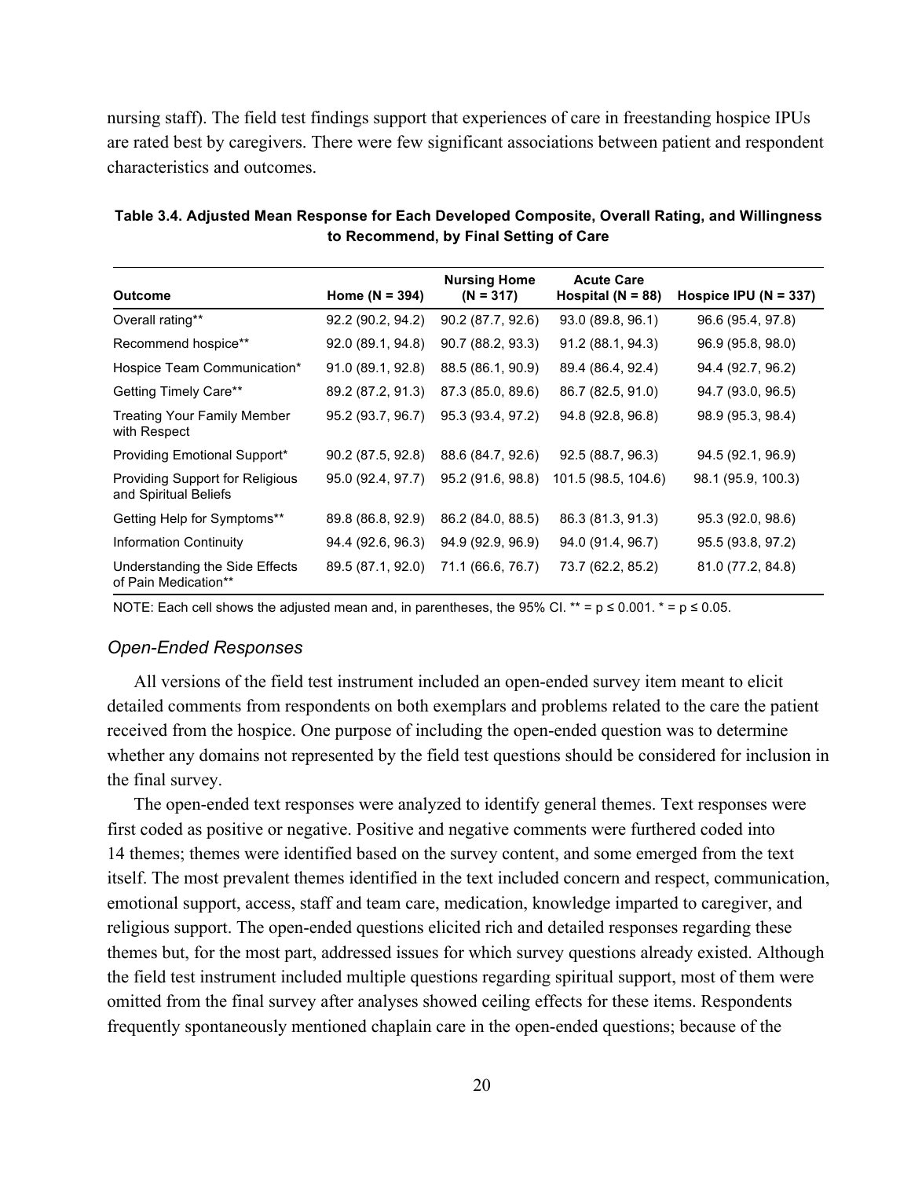nursing staff). The field test findings support that experiences of care in freestanding hospice IPUs are rated best by caregivers. There were few significant associations between patient and respondent characteristics and outcomes.

**Table 3.4. Adjusted Mean Response for Each Developed Composite, Overall Rating, and Willingness to Recommend, by Final Setting of Care**

| Outcome | Home (N = 394) | Nursing Home (N = 317) | Acute Care Hospital (N = 88) | Hospice IPU (N = 337) |
|---|---|---|---|---|
| Overall rating** | 92.2 (90.2, 94.2) | 90.2 (87.7, 92.6) | 93.0 (89.8, 96.1) | 96.6 (95.4, 97.8) |
| Recommend hospice** | 92.0 (89.1, 94.8) | 90.7 (88.2, 93.3) | 91.2 (88.1, 94.3) | 96.9 (95.8, 98.0) |
| Hospice Team Communication* | 91.0 (89.1, 92.8) | 88.5 (86.1, 90.9) | 89.4 (86.4, 92.4) | 94.4 (92.7, 96.2) |
| Getting Timely Care** | 89.2 (87.2, 91.3) | 87.3 (85.0, 89.6) | 86.7 (82.5, 91.0) | 94.7 (93.0, 96.5) |
| Treating Your Family Member with Respect | 95.2 (93.7, 96.7) | 95.3 (93.4, 97.2) | 94.8 (92.8, 96.8) | 98.9 (95.3, 98.4) |
| Providing Emotional Support* | 90.2 (87.5, 92.8) | 88.6 (84.7, 92.6) | 92.5 (88.7, 96.3) | 94.5 (92.1, 96.9) |
| Providing Support for Religious and Spiritual Beliefs | 95.0 (92.4, 97.7) | 95.2 (91.6, 98.8) | 101.5 (98.5, 104.6) | 98.1 (95.9, 100.3) |
| Getting Help for Symptoms** | 89.8 (86.8, 92.9) | 86.2 (84.0, 88.5) | 86.3 (81.3, 91.3) | 95.3 (92.0, 98.6) |
| Information Continuity | 94.4 (92.6, 96.3) | 94.9 (92.9, 96.9) | 94.0 (91.4, 96.7) | 95.5 (93.8, 97.2) |
| Understanding the Side Effects of Pain Medication** | 89.5 (87.1, 92.0) | 71.1 (66.6, 76.7) | 73.7 (62.2, 85.2) | 81.0 (77.2, 84.8) |

NOTE: Each cell shows the adjusted mean and, in parentheses, the 95% CI. ** = $p \leq 0.001$. * = $p \leq 0.05$.

### *Open-Ended Responses*

All versions of the field test instrument included an open-ended survey item meant to elicit detailed comments from respondents on both exemplars and problems related to the care the patient received from the hospice. One purpose of including the open-ended question was to determine whether any domains not represented by the field test questions should be considered for inclusion in the final survey.

The open-ended text responses were analyzed to identify general themes. Text responses were first coded as positive or negative. Positive and negative comments were furthered coded into 14 themes; themes were identified based on the survey content, and some emerged from the text itself. The most prevalent themes identified in the text included concern and respect, communication, emotional support, access, staff and team care, medication, knowledge imparted to caregiver, and religious support. The open-ended questions elicited rich and detailed responses regarding these themes but, for the most part, addressed issues for which survey questions already existed. Although the field test instrument included multiple questions regarding spiritual support, most of them were omitted from the final survey after analyses showed ceiling effects for these items. Respondents frequently spontaneously mentioned chaplain care in the open-ended questions; because of the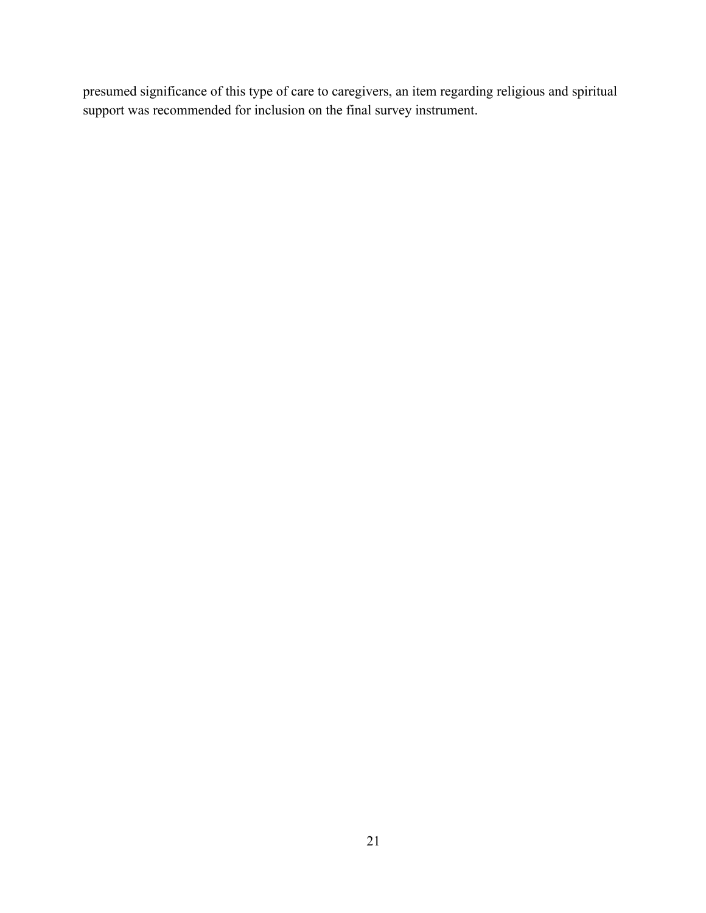presumed significance of this type of care to caregivers, an item regarding religious and spiritual support was recommended for inclusion on the final survey instrument.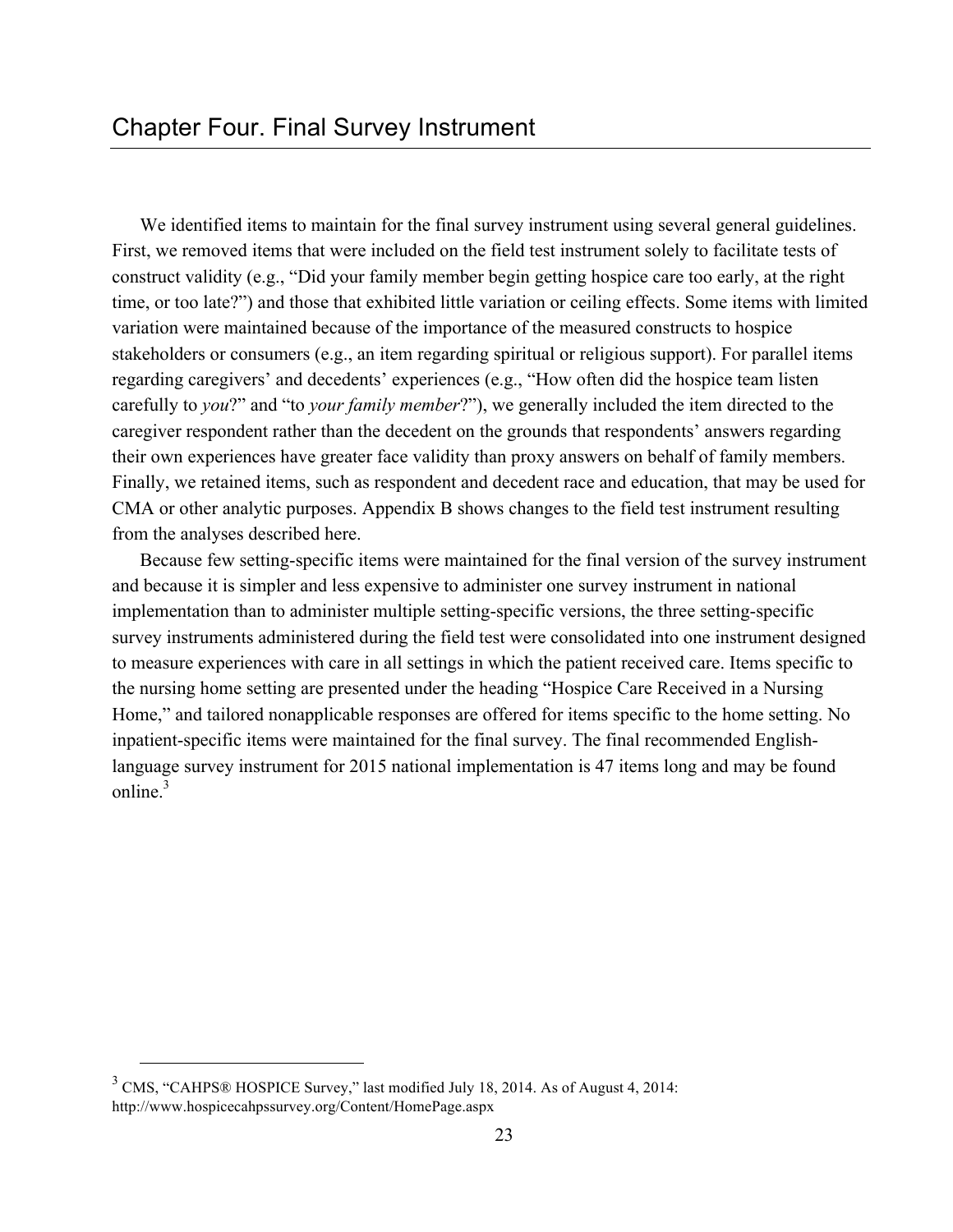# Chapter Four. Final Survey Instrument

We identified items to maintain for the final survey instrument using several general guidelines. First, we removed items that were included on the field test instrument solely to facilitate tests of construct validity (e.g., "Did your family member begin getting hospice care too early, at the right time, or too late?") and those that exhibited little variation or ceiling effects. Some items with limited variation were maintained because of the importance of the measured constructs to hospice stakeholders or consumers (e.g., an item regarding spiritual or religious support). For parallel items regarding caregivers' and decedents' experiences (e.g., "How often did the hospice team listen carefully to *you*?" and "to *your family member*?"), we generally included the item directed to the caregiver respondent rather than the decedent on the grounds that respondents' answers regarding their own experiences have greater face validity than proxy answers on behalf of family members. Finally, we retained items, such as respondent and decedent race and education, that may be used for CMA or other analytic purposes. Appendix B shows changes to the field test instrument resulting from the analyses described here.

Because few setting-specific items were maintained for the final version of the survey instrument and because it is simpler and less expensive to administer one survey instrument in national implementation than to administer multiple setting-specific versions, the three setting-specific survey instruments administered during the field test were consolidated into one instrument designed to measure experiences with care in all settings in which the patient received care. Items specific to the nursing home setting are presented under the heading "Hospice Care Received in a Nursing Home," and tailored nonapplicable responses are offered for items specific to the home setting. No inpatient-specific items were maintained for the final survey. The final recommended English-language survey instrument for 2015 national implementation is 47 items long and may be found online.[3]

[3] CMS, "CAHPS® HOSPICE Survey," last modified July 18, 2014. As of August 4, 2014: http://www.hospicecahpssurvey.org/Content/HomePage.aspx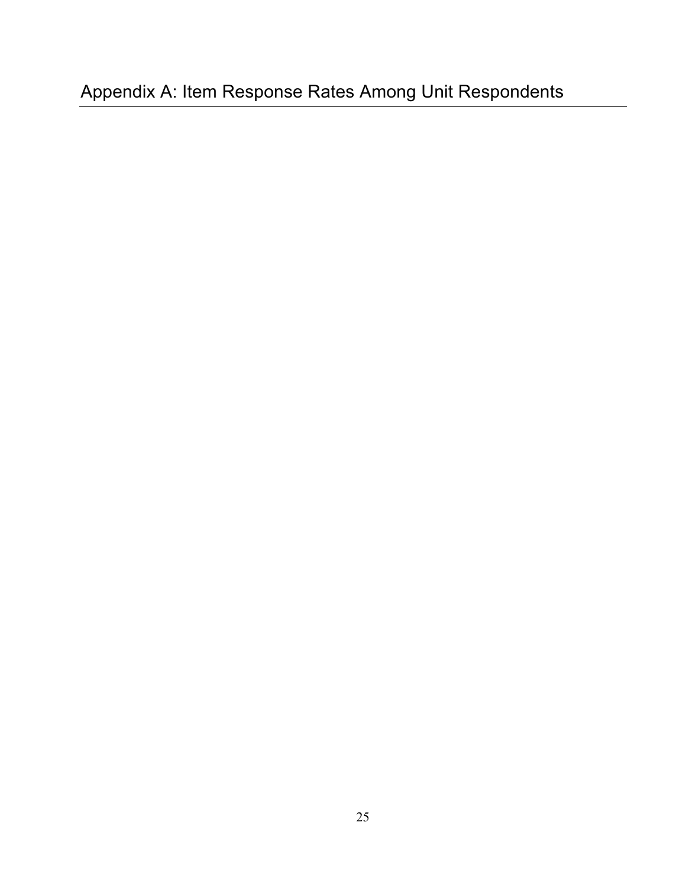## Appendix A: Item Response Rates Among Unit Respondents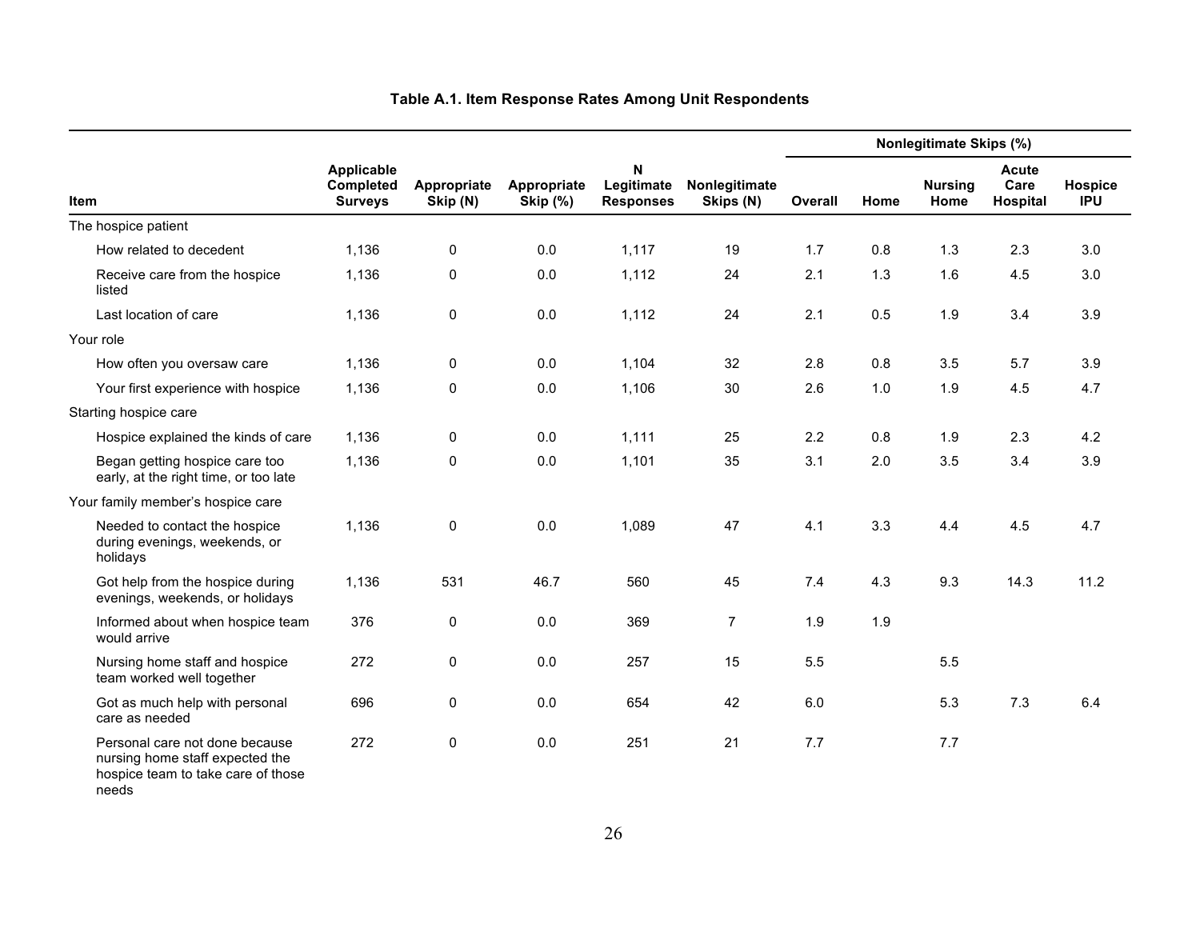**Table A.1. Item Response Rates Among Unit Respondents**

| Item | Applicable Completed Surveys | Appropriate Skip (N) | Appropriate Skip (%) | N Legitimate Responses | Nonlegitimate Skips (N) | Nonlegitimate Skips (%) | | | | |
|---|---|---|---|---|---|---|---|---|---|---|
| | | | | | | Overall | Home | Nursing Home | Acute Care Hospital | Hospice IPU |
| The hospice patient | | | | | | | | | | |
| How related to decedent | 1,136 | 0 | 0.0 | 1,117 | 19 | 1.7 | 0.8 | 1.3 | 2.3 | 3.0 |
| Receive care from the hospice listed | 1,136 | 0 | 0.0 | 1,112 | 24 | 2.1 | 1.3 | 1.6 | 4.5 | 3.0 |
| Last location of care | 1,136 | 0 | 0.0 | 1,112 | 24 | 2.1 | 0.5 | 1.9 | 3.4 | 3.9 |
| Your role | | | | | | | | | | |
| How often you oversaw care | 1,136 | 0 | 0.0 | 1,104 | 32 | 2.8 | 0.8 | 3.5 | 5.7 | 3.9 |
| Your first experience with hospice | 1,136 | 0 | 0.0 | 1,106 | 30 | 2.6 | 1.0 | 1.9 | 4.5 | 4.7 |
| Starting hospice care | | | | | | | | | | |
| Hospice explained the kinds of care | 1,136 | 0 | 0.0 | 1,111 | 25 | 2.2 | 0.8 | 1.9 | 2.3 | 4.2 |
| Began getting hospice care too early, at the right time, or too late | 1,136 | 0 | 0.0 | 1,101 | 35 | 3.1 | 2.0 | 3.5 | 3.4 | 3.9 |
| Your family member's hospice care | | | | | | | | | | |
| Needed to contact the hospice during evenings, weekends, or holidays | 1,136 | 0 | 0.0 | 1,089 | 47 | 4.1 | 3.3 | 4.4 | 4.5 | 4.7 |
| Got help from the hospice during evenings, weekends, or holidays | 1,136 | 531 | 46.7 | 560 | 45 | 7.4 | 4.3 | 9.3 | 14.3 | 11.2 |
| Informed about when hospice team would arrive | 376 | 0 | 0.0 | 369 | 7 | 1.9 | 1.9 | | | |
| Nursing home staff and hospice team worked well together | 272 | 0 | 0.0 | 257 | 15 | 5.5 | | 5.5 | | |
| Got as much help with personal care as needed | 696 | 0 | 0.0 | 654 | 42 | 6.0 | | 5.3 | 7.3 | 6.4 |
| Personal care not done because nursing home staff expected the hospice team to take care of those needs | 272 | 0 | 0.0 | 251 | 21 | 7.7 | | 7.7 | | |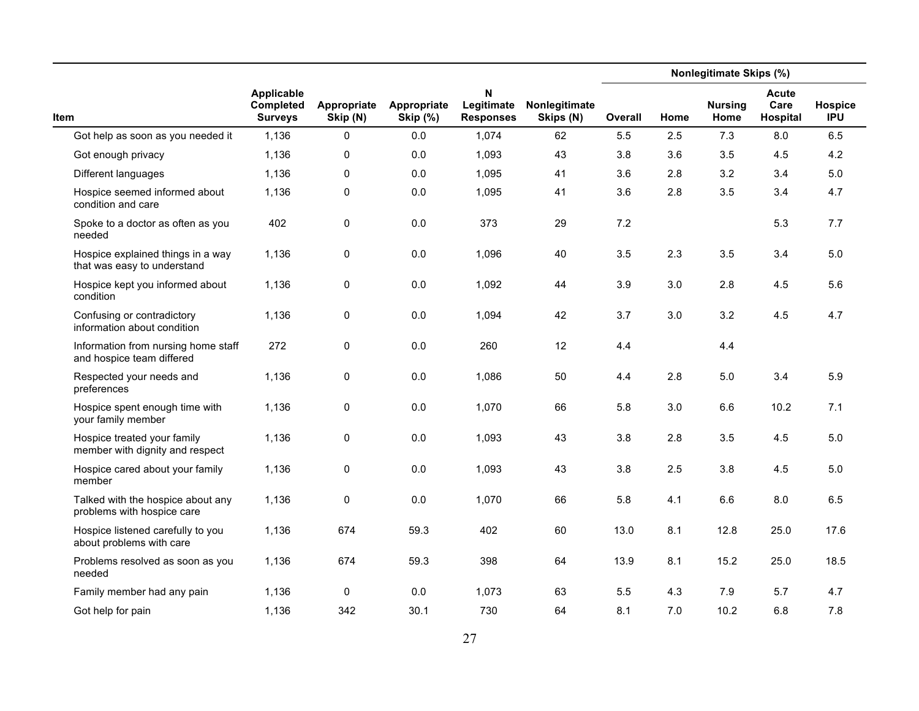| Item | Applicable Completed Surveys | Appropriate Skip (N) | Appropriate Skip (%) | N Legitimate Responses | Nonlegitimate Skips (N) | Nonlegitimate Skips (%) | | | | |
|---|---|---|---|---|---|---|---|---|---|---|
| | | | | | | Overall | Home | Nursing Home | Acute Care Hospital | Hospice IPU |
| Got help as soon as you needed it | 1,136 | 0 | 0.0 | 1,074 | 62 | 5.5 | 2.5 | 7.3 | 8.0 | 6.5 |
| Got enough privacy | 1,136 | 0 | 0.0 | 1,093 | 43 | 3.8 | 3.6 | 3.5 | 4.5 | 4.2 |
| Different languages | 1,136 | 0 | 0.0 | 1,095 | 41 | 3.6 | 2.8 | 3.2 | 3.4 | 5.0 |
| Hospice seemed informed about condition and care | 1,136 | 0 | 0.0 | 1,095 | 41 | 3.6 | 2.8 | 3.5 | 3.4 | 4.7 |
| Spoke to a doctor as often as you needed | 402 | 0 | 0.0 | 373 | 29 | 7.2 | | | 5.3 | 7.7 |
| Hospice explained things in a way that was easy to understand | 1,136 | 0 | 0.0 | 1,096 | 40 | 3.5 | 2.3 | 3.5 | 3.4 | 5.0 |
| Hospice kept you informed about condition | 1,136 | 0 | 0.0 | 1,092 | 44 | 3.9 | 3.0 | 2.8 | 4.5 | 5.6 |
| Confusing or contradictory information about condition | 1,136 | 0 | 0.0 | 1,094 | 42 | 3.7 | 3.0 | 3.2 | 4.5 | 4.7 |
| Information from nursing home staff and hospice team differed | 272 | 0 | 0.0 | 260 | 12 | 4.4 | | 4.4 | | |
| Respected your needs and preferences | 1,136 | 0 | 0.0 | 1,086 | 50 | 4.4 | 2.8 | 5.0 | 3.4 | 5.9 |
| Hospice spent enough time with your family member | 1,136 | 0 | 0.0 | 1,070 | 66 | 5.8 | 3.0 | 6.6 | 10.2 | 7.1 |
| Hospice treated your family member with dignity and respect | 1,136 | 0 | 0.0 | 1,093 | 43 | 3.8 | 2.8 | 3.5 | 4.5 | 5.0 |
| Hospice cared about your family member | 1,136 | 0 | 0.0 | 1,093 | 43 | 3.8 | 2.5 | 3.8 | 4.5 | 5.0 |
| Talked with the hospice about any problems with hospice care | 1,136 | 0 | 0.0 | 1,070 | 66 | 5.8 | 4.1 | 6.6 | 8.0 | 6.5 |
| Hospice listened carefully to you about problems with care | 1,136 | 674 | 59.3 | 402 | 60 | 13.0 | 8.1 | 12.8 | 25.0 | 17.6 |
| Problems resolved as soon as you needed | 1,136 | 674 | 59.3 | 398 | 64 | 13.9 | 8.1 | 15.2 | 25.0 | 18.5 |
| Family member had any pain | 1,136 | 0 | 0.0 | 1,073 | 63 | 5.5 | 4.3 | 7.9 | 5.7 | 4.7 |
| Got help for pain | 1,136 | 342 | 30.1 | 730 | 64 | 8.1 | 7.0 | 10.2 | 6.8 | 7.8 |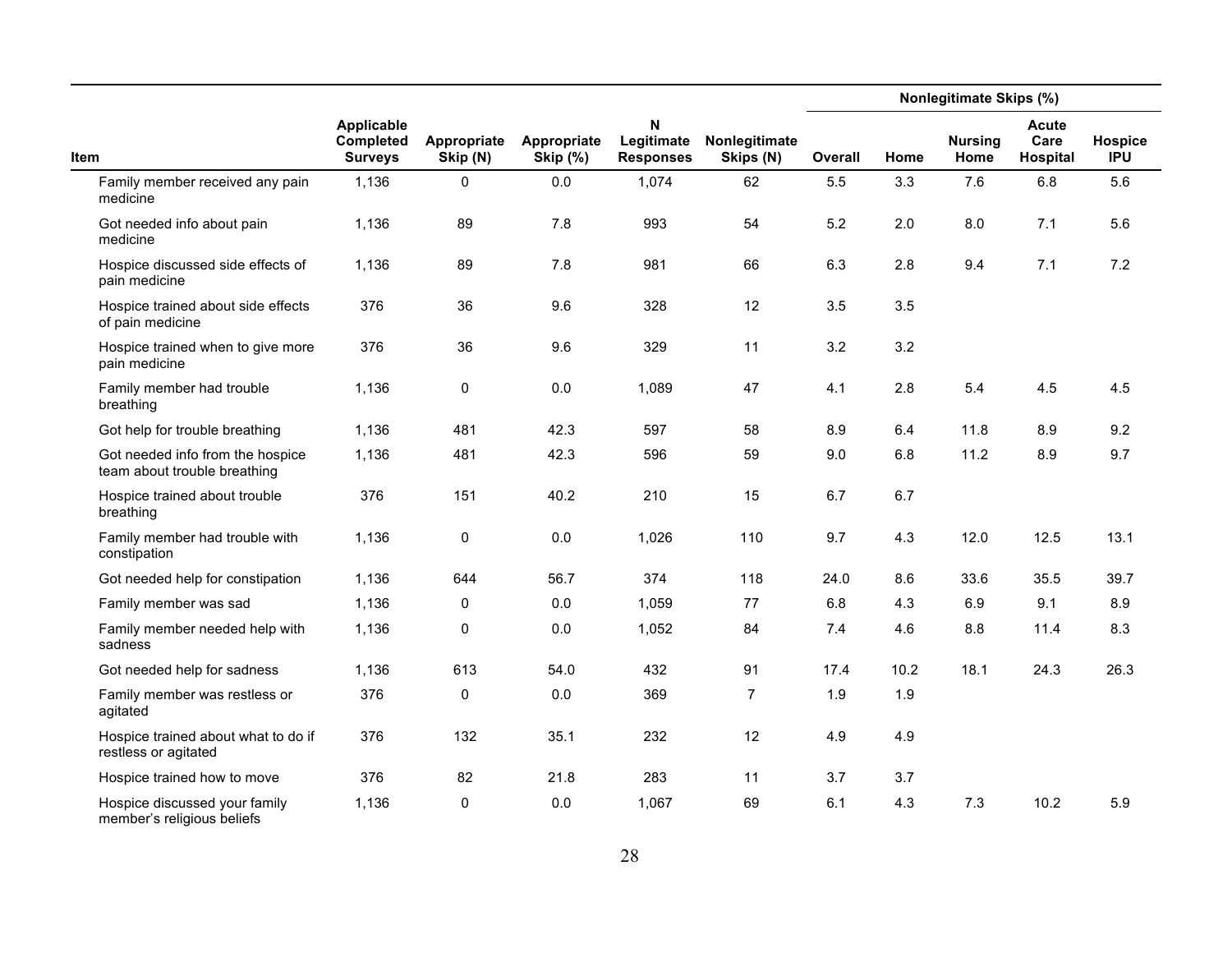| Item | Applicable Completed Surveys | Appropriate Skip (N) | Appropriate Skip (%) | N Legitimate Responses | Nonlegitimate Skips (N) | Nonlegitimate Skips (%) | | | | |
|---|---|---|---|---|---|---|---|---|---|---|
| | | | | | | Overall | Home | Nursing Home | Acute Care Hospital | Hospice IPU |
| Family member received any pain medicine | 1,136 | 0 | 0.0 | 1,074 | 62 | 5.5 | 3.3 | 7.6 | 6.8 | 5.6 |
| Got needed info about pain medicine | 1,136 | 89 | 7.8 | 993 | 54 | 5.2 | 2.0 | 8.0 | 7.1 | 5.6 |
| Hospice discussed side effects of pain medicine | 1,136 | 89 | 7.8 | 981 | 66 | 6.3 | 2.8 | 9.4 | 7.1 | 7.2 |
| Hospice trained about side effects of pain medicine | 376 | 36 | 9.6 | 328 | 12 | 3.5 | 3.5 | | | |
| Hospice trained when to give more pain medicine | 376 | 36 | 9.6 | 329 | 11 | 3.2 | 3.2 | | | |
| Family member had trouble breathing | 1,136 | 0 | 0.0 | 1,089 | 47 | 4.1 | 2.8 | 5.4 | 4.5 | 4.5 |
| Got help for trouble breathing | 1,136 | 481 | 42.3 | 597 | 58 | 8.9 | 6.4 | 11.8 | 8.9 | 9.2 |
| Got needed info from the hospice team about trouble breathing | 1,136 | 481 | 42.3 | 596 | 59 | 9.0 | 6.8 | 11.2 | 8.9 | 9.7 |
| Hospice trained about trouble breathing | 376 | 151 | 40.2 | 210 | 15 | 6.7 | 6.7 | | | |
| Family member had trouble with constipation | 1,136 | 0 | 0.0 | 1,026 | 110 | 9.7 | 4.3 | 12.0 | 12.5 | 13.1 |
| Got needed help for constipation | 1,136 | 644 | 56.7 | 374 | 118 | 24.0 | 8.6 | 33.6 | 35.5 | 39.7 |
| Family member was sad | 1,136 | 0 | 0.0 | 1,059 | 77 | 6.8 | 4.3 | 6.9 | 9.1 | 8.9 |
| Family member needed help with sadness | 1,136 | 0 | 0.0 | 1,052 | 84 | 7.4 | 4.6 | 8.8 | 11.4 | 8.3 |
| Got needed help for sadness | 1,136 | 613 | 54.0 | 432 | 91 | 17.4 | 10.2 | 18.1 | 24.3 | 26.3 |
| Family member was restless or agitated | 376 | 0 | 0.0 | 369 | 7 | 1.9 | 1.9 | | | |
| Hospice trained about what to do if restless or agitated | 376 | 132 | 35.1 | 232 | 12 | 4.9 | 4.9 | | | |
| Hospice trained how to move | 376 | 82 | 21.8 | 283 | 11 | 3.7 | 3.7 | | | |
| Hospice discussed your family member's religious beliefs | 1,136 | 0 | 0.0 | 1,067 | 69 | 6.1 | 4.3 | 7.3 | 10.2 | 5.9 |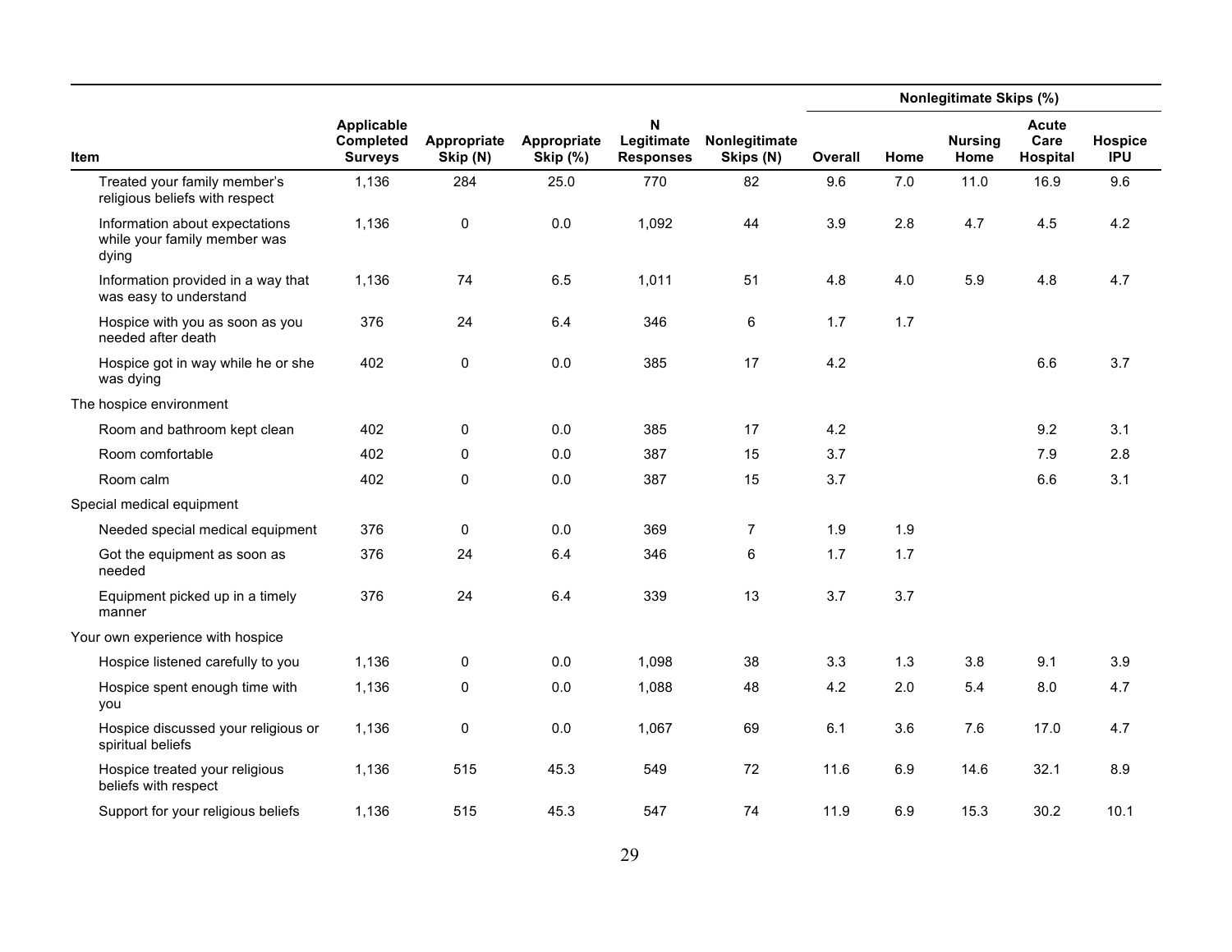| Item | Applicable Completed Surveys | Appropriate Skip (N) | Appropriate Skip (%) | N Legitimate Responses | Nonlegitimate Skips (N) | Nonlegitimate Skips (%) | | | | |
|---|---|---|---|---|---|---|---|---|---|---|
| | | | | | | Overall | Home | Nursing Home | Acute Care Hospital | Hospice IPU |
| Treated your family member's religious beliefs with respect | 1,136 | 284 | 25.0 | 770 | 82 | 9.6 | 7.0 | 11.0 | 16.9 | 9.6 |
| Information about expectations while your family member was dying | 1,136 | 0 | 0.0 | 1,092 | 44 | 3.9 | 2.8 | 4.7 | 4.5 | 4.2 |
| Information provided in a way that was easy to understand | 1,136 | 74 | 6.5 | 1,011 | 51 | 4.8 | 4.0 | 5.9 | 4.8 | 4.7 |
| Hospice with you as soon as you needed after death | 376 | 24 | 6.4 | 346 | 6 | 1.7 | 1.7 | | | |
| Hospice got in way while he or she was dying | 402 | 0 | 0.0 | 385 | 17 | 4.2 | | | 6.6 | 3.7 |
| The hospice environment | | | | | | | | | | |
| Room and bathroom kept clean | 402 | 0 | 0.0 | 385 | 17 | 4.2 | | | 9.2 | 3.1 |
| Room comfortable | 402 | 0 | 0.0 | 387 | 15 | 3.7 | | | 7.9 | 2.8 |
| Room calm | 402 | 0 | 0.0 | 387 | 15 | 3.7 | | | 6.6 | 3.1 |
| Special medical equipment | | | | | | | | | | |
| Needed special medical equipment | 376 | 0 | 0.0 | 369 | 7 | 1.9 | 1.9 | | | |
| Got the equipment as soon as needed | 376 | 24 | 6.4 | 346 | 6 | 1.7 | 1.7 | | | |
| Equipment picked up in a timely manner | 376 | 24 | 6.4 | 339 | 13 | 3.7 | 3.7 | | | |
| Your own experience with hospice | | | | | | | | | | |
| Hospice listened carefully to you | 1,136 | 0 | 0.0 | 1,098 | 38 | 3.3 | 1.3 | 3.8 | 9.1 | 3.9 |
| Hospice spent enough time with you | 1,136 | 0 | 0.0 | 1,088 | 48 | 4.2 | 2.0 | 5.4 | 8.0 | 4.7 |
| Hospice discussed your religious or spiritual beliefs | 1,136 | 0 | 0.0 | 1,067 | 69 | 6.1 | 3.6 | 7.6 | 17.0 | 4.7 |
| Hospice treated your religious beliefs with respect | 1,136 | 515 | 45.3 | 549 | 72 | 11.6 | 6.9 | 14.6 | 32.1 | 8.9 |
| Support for your religious beliefs | 1,136 | 515 | 45.3 | 547 | 74 | 11.9 | 6.9 | 15.3 | 30.2 | 10.1 |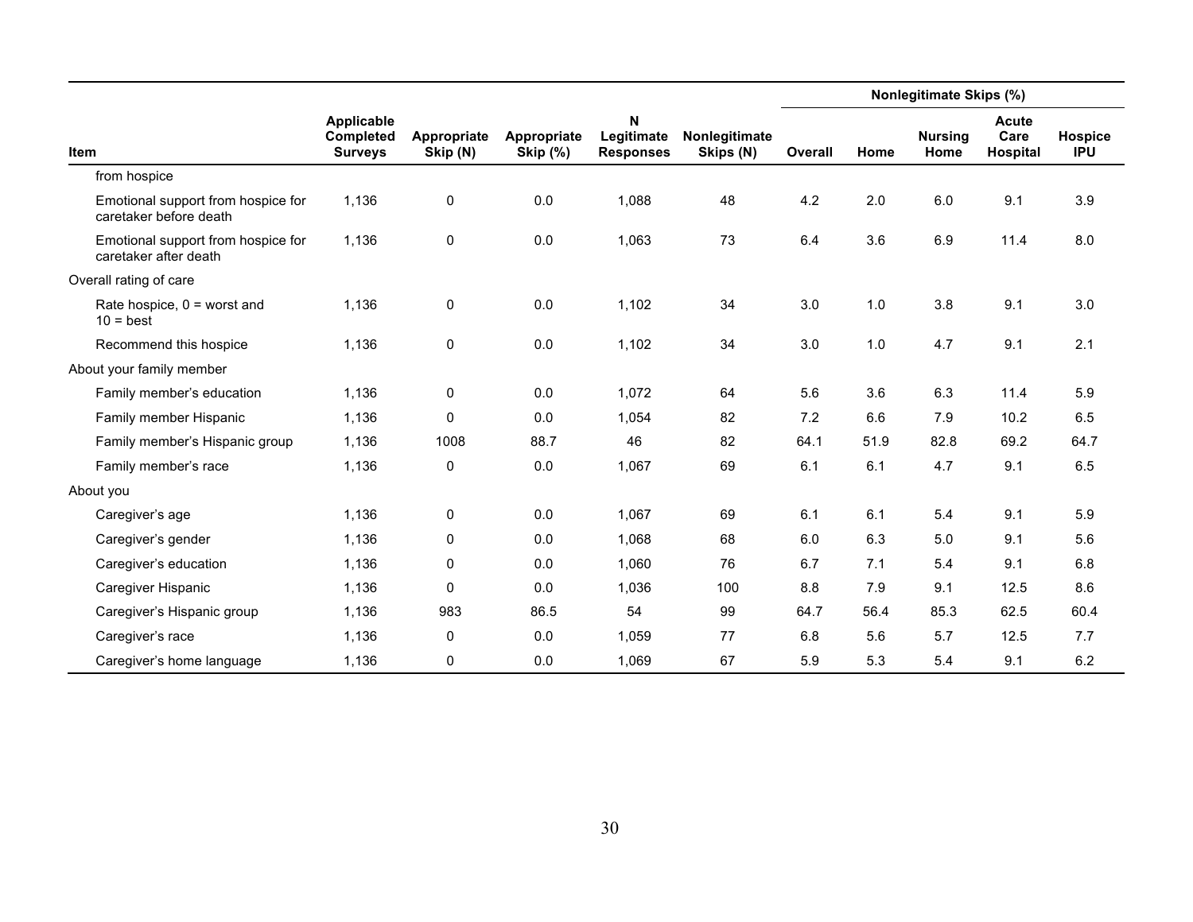| Item | Applicable Completed Surveys | Appropriate Skip (N) | Appropriate Skip (%) | N Legitimate Responses | Nonlegitimate Skips (N) | Nonlegitimate Skips (%) Overall | Home | Nursing Home | Acute Care Hospital | Hospice IPU |
|---|---|---|---|---|---|---|---|---|---|---|
| from hospice | | | | | | | | | | |
| Emotional support from hospice for caretaker before death | 1,136 | 0 | 0.0 | 1,088 | 48 | 4.2 | 2.0 | 6.0 | 9.1 | 3.9 |
| Emotional support from hospice for caretaker after death | 1,136 | 0 | 0.0 | 1,063 | 73 | 6.4 | 3.6 | 6.9 | 11.4 | 8.0 |
| Overall rating of care | | | | | | | | | | |
| Rate hospice, 0 = worst and 10 = best | 1,136 | 0 | 0.0 | 1,102 | 34 | 3.0 | 1.0 | 3.8 | 9.1 | 3.0 |
| Recommend this hospice | 1,136 | 0 | 0.0 | 1,102 | 34 | 3.0 | 1.0 | 4.7 | 9.1 | 2.1 |
| About your family member | | | | | | | | | | |
| Family member's education | 1,136 | 0 | 0.0 | 1,072 | 64 | 5.6 | 3.6 | 6.3 | 11.4 | 5.9 |
| Family member Hispanic | 1,136 | 0 | 0.0 | 1,054 | 82 | 7.2 | 6.6 | 7.9 | 10.2 | 6.5 |
| Family member's Hispanic group | 1,136 | 1008 | 88.7 | 46 | 82 | 64.1 | 51.9 | 82.8 | 69.2 | 64.7 |
| Family member's race | 1,136 | 0 | 0.0 | 1,067 | 69 | 6.1 | 6.1 | 4.7 | 9.1 | 6.5 |
| About you | | | | | | | | | | |
| Caregiver's age | 1,136 | 0 | 0.0 | 1,067 | 69 | 6.1 | 6.1 | 5.4 | 9.1 | 5.9 |
| Caregiver's gender | 1,136 | 0 | 0.0 | 1,068 | 68 | 6.0 | 6.3 | 5.0 | 9.1 | 5.6 |
| Caregiver's education | 1,136 | 0 | 0.0 | 1,060 | 76 | 6.7 | 7.1 | 5.4 | 9.1 | 6.8 |
| Caregiver Hispanic | 1,136 | 0 | 0.0 | 1,036 | 100 | 8.8 | 7.9 | 9.1 | 12.5 | 8.6 |
| Caregiver's Hispanic group | 1,136 | 983 | 86.5 | 54 | 99 | 64.7 | 56.4 | 85.3 | 62.5 | 60.4 |
| Caregiver's race | 1,136 | 0 | 0.0 | 1,059 | 77 | 6.8 | 5.6 | 5.7 | 12.5 | 7.7 |
| Caregiver's home language | 1,136 | 0 | 0.0 | 1,069 | 67 | 5.9 | 5.3 | 5.4 | 9.1 | 6.2 |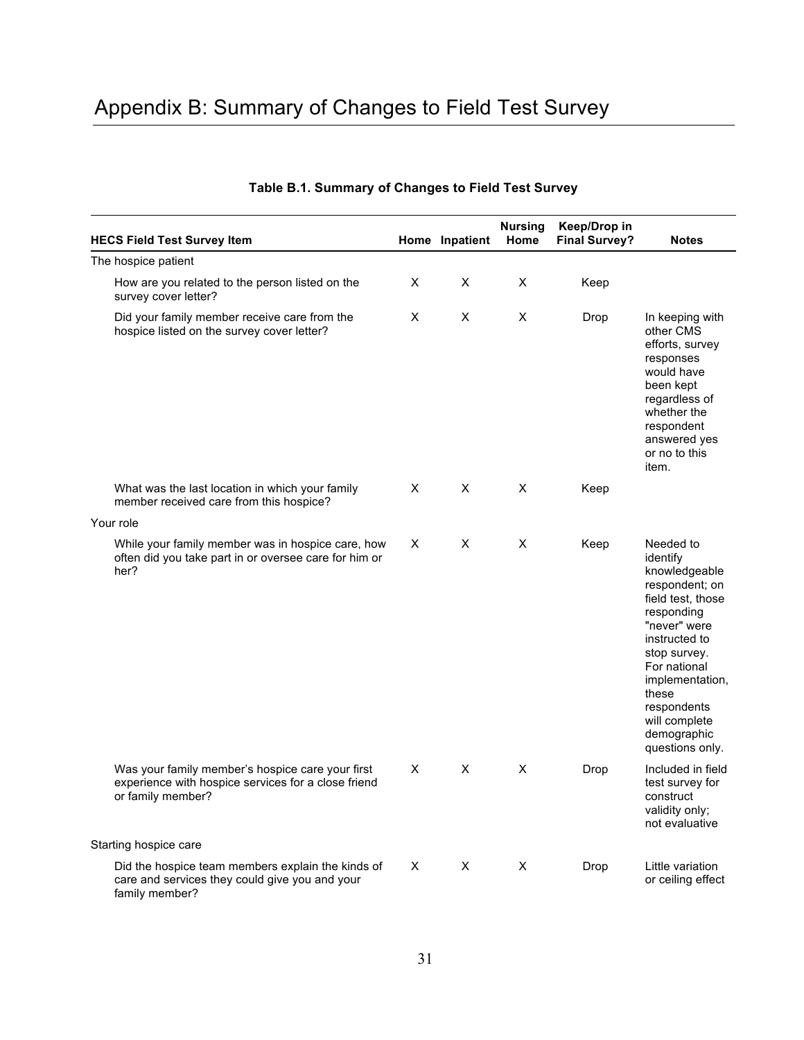# Appendix B: Summary of Changes to Field Test Survey

**Table B.1. Summary of Changes to Field Test Survey**

| HECS Field Test Survey Item | Home | Inpatient | Nursing Home | Keep/Drop in Final Survey? | Notes |
|---|---|---|---|---|---|
| The hospice patient | | | | | |
| How are you related to the person listed on the survey cover letter? | X | X | X | Keep | |
| Did your family member receive care from the hospice listed on the survey cover letter? | X | X | X | Drop | In keeping with other CMS efforts, survey responses would have been kept regardless of whether the respondent answered yes or no to this item. |
| What was the last location in which your family member received care from this hospice? | X | X | X | Keep | |
| Your role | | | | | |
| While your family member was in hospice care, how often did you take part in or oversee care for him or her? | X | X | X | Keep | Needed to identify knowledgeable respondent; on field test, those responding "never" were instructed to stop survey. For national implementation, these respondents will complete demographic questions only. |
| Was your family member's hospice care your first experience with hospice services for a close friend or family member? | X | X | X | Drop | Included in field test survey for construct validity only; not evaluative |
| Starting hospice care | | | | | |
| Did the hospice team members explain the kinds of care and services they could give you and your family member? | X | X | X | Drop | Little variation or ceiling effect |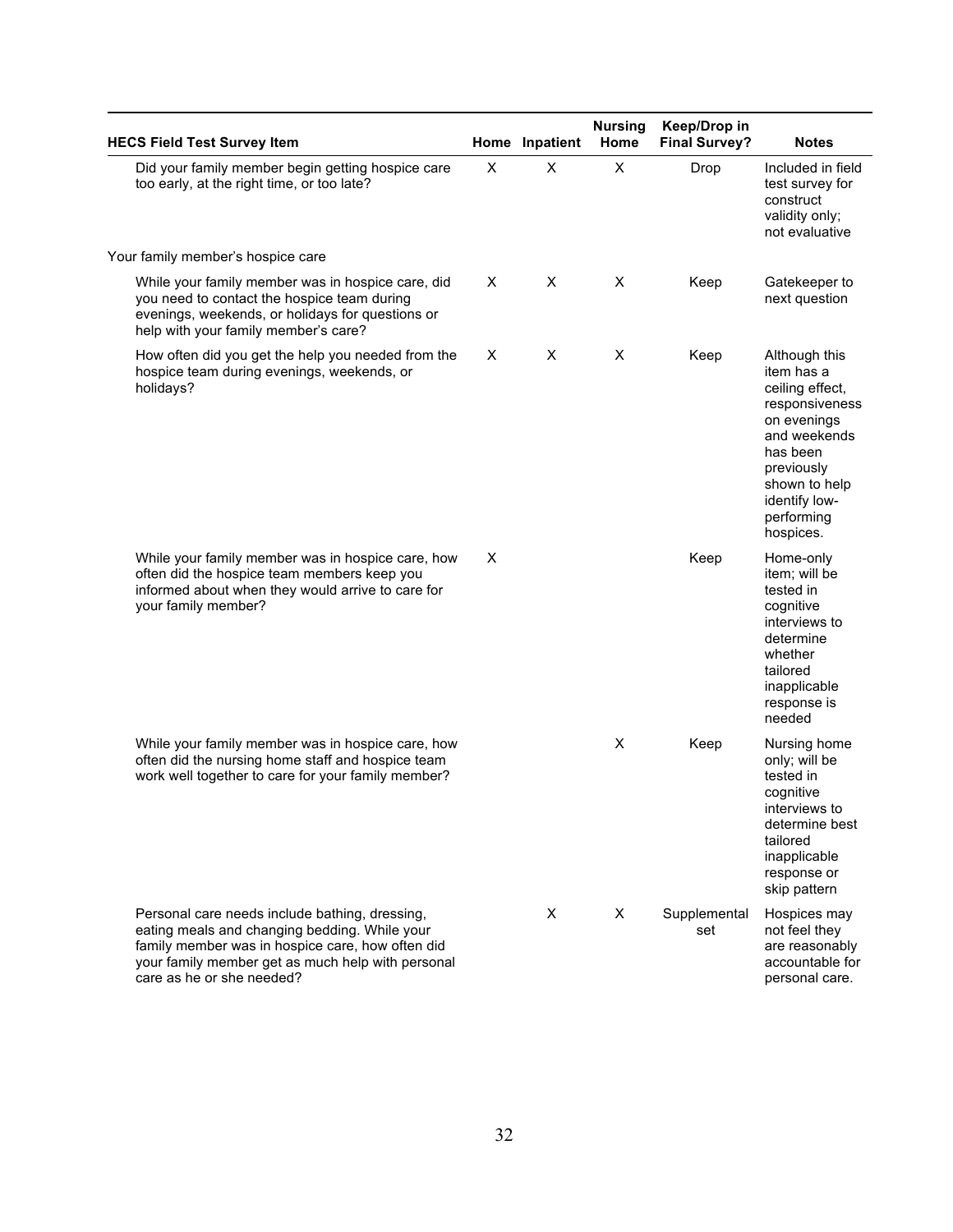| HECS Field Test Survey Item | Home | Inpatient | Nursing Home | Keep/Drop in Final Survey? | Notes |
|---|---|---|---|---|---|
| Did your family member begin getting hospice care too early, at the right time, or too late? | X | X | X | Drop | Included in field test survey for construct validity only; not evaluative |
| Your family member's hospice care | | | | | |
| While your family member was in hospice care, did you need to contact the hospice team during evenings, weekends, or holidays for questions or help with your family member's care? | X | X | X | Keep | Gatekeeper to next question |
| How often did you get the help you needed from the hospice team during evenings, weekends, or holidays? | X | X | X | Keep | Although this item has a ceiling effect, responsiveness on evenings and weekends has been previously shown to help identify low-performing hospices. |
| While your family member was in hospice care, how often did the hospice team members keep you informed about when they would arrive to care for your family member? | X | | | Keep | Home-only item; will be tested in cognitive interviews to determine whether tailored inapplicable response is needed |
| While your family member was in hospice care, how often did the nursing home staff and hospice team work well together to care for your family member? | | | X | Keep | Nursing home only; will be tested in cognitive interviews to determine best tailored inapplicable response or skip pattern |
| Personal care needs include bathing, dressing, eating meals and changing bedding. While your family member was in hospice care, how often did your family member get as much help with personal care as he or she needed? | | X | X | Supplemental set | Hospices may not feel they are reasonably accountable for personal care. |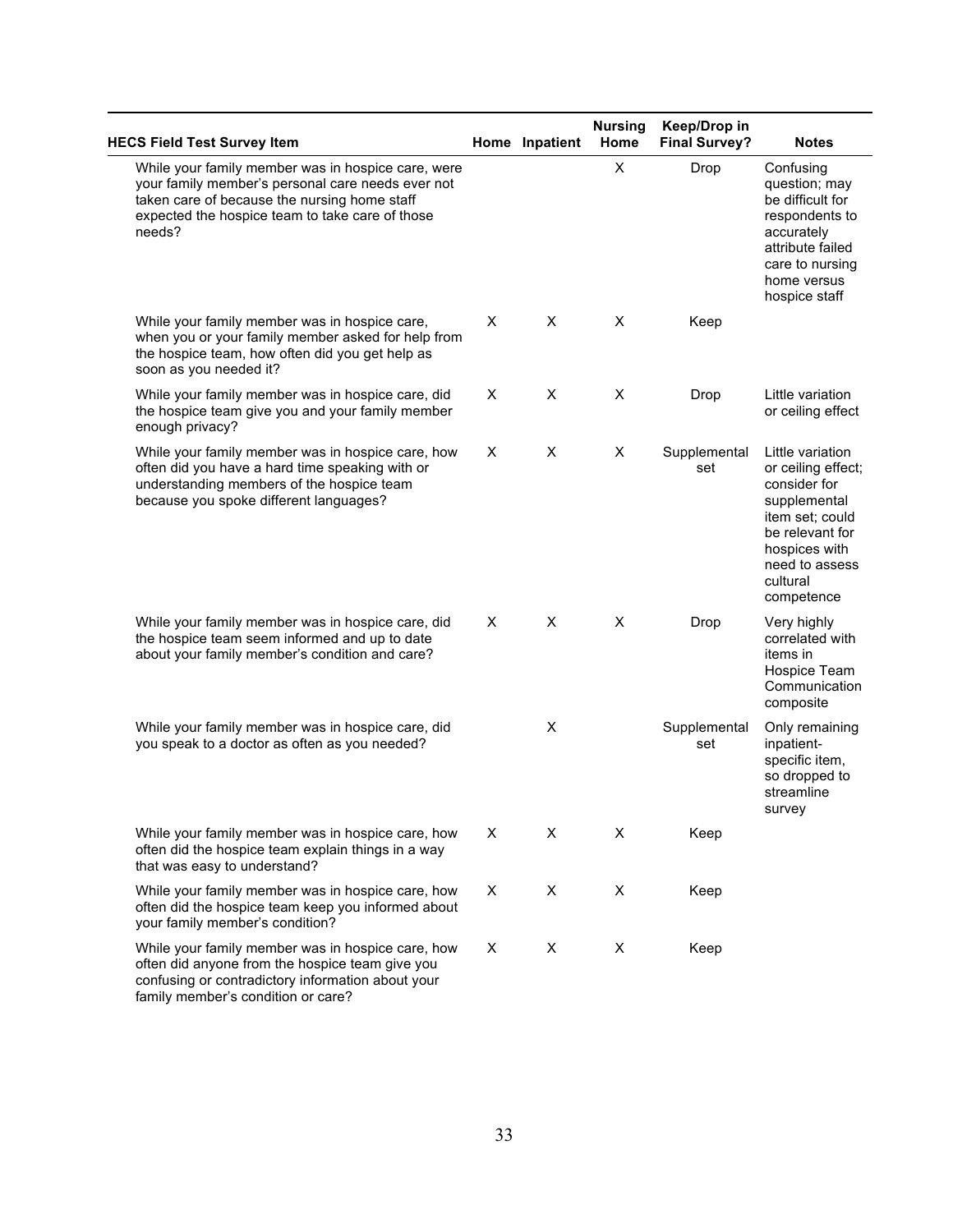| HECS Field Test Survey Item | Home | Inpatient | Nursing Home | Keep/Drop in Final Survey? | Notes |
|---|---|---|---|---|---|
| While your family member was in hospice care, were your family member's personal care needs ever not taken care of because the nursing home staff expected the hospice team to take care of those needs? | | | X | Drop | Confusing question; may be difficult for respondents to accurately attribute failed care to nursing home versus hospice staff |
| While your family member was in hospice care, when you or your family member asked for help from the hospice team, how often did you get help as soon as you needed it? | X | X | X | Keep | |
| While your family member was in hospice care, did the hospice team give you and your family member enough privacy? | X | X | X | Drop | Little variation or ceiling effect |
| While your family member was in hospice care, how often did you have a hard time speaking with or understanding members of the hospice team because you spoke different languages? | X | X | X | Supplemental set | Little variation or ceiling effect; consider for supplemental item set; could be relevant for hospices with need to assess cultural competence |
| While your family member was in hospice care, did the hospice team seem informed and up to date about your family member's condition and care? | X | X | X | Drop | Very highly correlated with items in Hospice Team Communication composite |
| While your family member was in hospice care, did you speak to a doctor as often as you needed? | | X | | Supplemental set | Only remaining inpatient-specific item, so dropped to streamline survey |
| While your family member was in hospice care, how often did the hospice team explain things in a way that was easy to understand? | X | X | X | Keep | |
| While your family member was in hospice care, how often did the hospice team keep you informed about your family member's condition? | X | X | X | Keep | |
| While your family member was in hospice care, how often did anyone from the hospice team give you confusing or contradictory information about your family member's condition or care? | X | X | X | Keep | |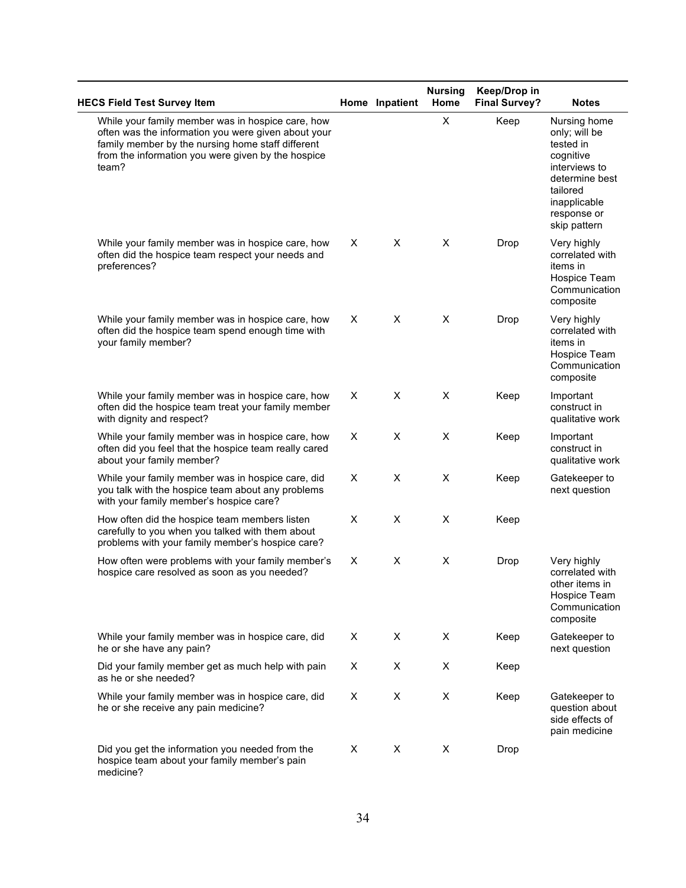| HECS Field Test Survey Item | Home | Inpatient | Nursing Home | Keep/Drop in Final Survey? | Notes |
|---|---|---|---|---|---|
| While your family member was in hospice care, how often was the information you were given about your family member by the nursing home staff different from the information you were given by the hospice team? | | | X | Keep | Nursing home only; will be tested in cognitive interviews to determine best tailored inapplicable response or skip pattern |
| While your family member was in hospice care, how often did the hospice team respect your needs and preferences? | X | X | X | Drop | Very highly correlated with items in Hospice Team Communication composite |
| While your family member was in hospice care, how often did the hospice team spend enough time with your family member? | X | X | X | Drop | Very highly correlated with items in Hospice Team Communication composite |
| While your family member was in hospice care, how often did the hospice team treat your family member with dignity and respect? | X | X | X | Keep | Important construct in qualitative work |
| While your family member was in hospice care, how often did you feel that the hospice team really cared about your family member? | X | X | X | Keep | Important construct in qualitative work |
| While your family member was in hospice care, did you talk with the hospice team about any problems with your family member's hospice care? | X | X | X | Keep | Gatekeeper to next question |
| How often did the hospice team members listen carefully to you when you talked with them about problems with your family member's hospice care? | X | X | X | Keep | |
| How often were problems with your family member's hospice care resolved as soon as you needed? | X | X | X | Drop | Very highly correlated with other items in Hospice Team Communication composite |
| While your family member was in hospice care, did he or she have any pain? | X | X | X | Keep | Gatekeeper to next question |
| Did your family member get as much help with pain as he or she needed? | X | X | X | Keep | |
| While your family member was in hospice care, did he or she receive any pain medicine? | X | X | X | Keep | Gatekeeper to question about side effects of pain medicine |
| Did you get the information you needed from the hospice team about your family member's pain medicine? | X | X | X | Drop | |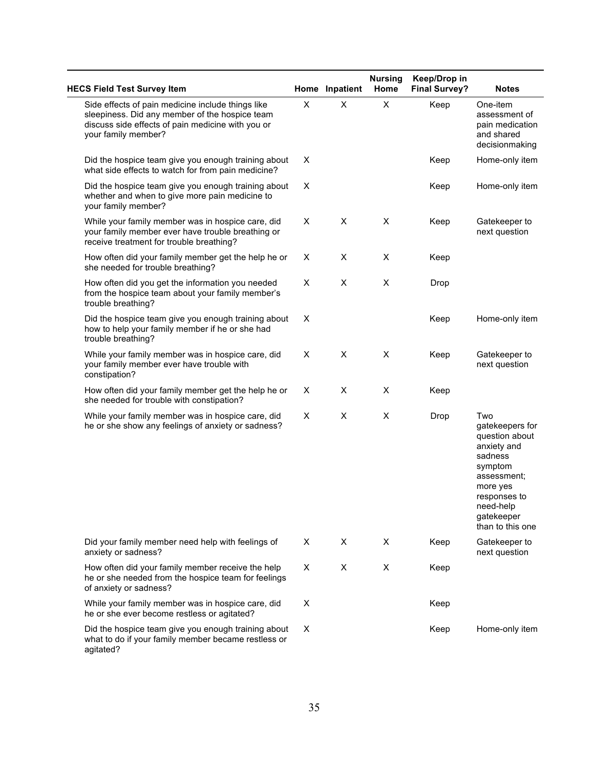| HECS Field Test Survey Item | Home | Inpatient | Nursing Home | Keep/Drop in Final Survey? | Notes |
|---|---|---|---|---|---|
| Side effects of pain medicine include things like sleepiness. Did any member of the hospice team discuss side effects of pain medicine with you or your family member? | X | X | X | Keep | One-item assessment of pain medication and shared decisionmaking |
| Did the hospice team give you enough training about what side effects to watch for from pain medicine? | X | | | Keep | Home-only item |
| Did the hospice team give you enough training about whether and when to give more pain medicine to your family member? | X | | | Keep | Home-only item |
| While your family member was in hospice care, did your family member ever have trouble breathing or receive treatment for trouble breathing? | X | X | X | Keep | Gatekeeper to next question |
| How often did your family member get the help he or she needed for trouble breathing? | X | X | X | Keep | |
| How often did you get the information you needed from the hospice team about your family member's trouble breathing? | X | X | X | Drop | |
| Did the hospice team give you enough training about how to help your family member if he or she had trouble breathing? | X | | | Keep | Home-only item |
| While your family member was in hospice care, did your family member ever have trouble with constipation? | X | X | X | Keep | Gatekeeper to next question |
| How often did your family member get the help he or she needed for trouble with constipation? | X | X | X | Keep | |
| While your family member was in hospice care, did he or she show any feelings of anxiety or sadness? | X | X | X | Drop | Two gatekeepers for question about anxiety and sadness symptom assessment; more yes responses to need-help gatekeeper than to this one |
| Did your family member need help with feelings of anxiety or sadness? | X | X | X | Keep | Gatekeeper to next question |
| How often did your family member receive the help he or she needed from the hospice team for feelings of anxiety or sadness? | X | X | X | Keep | |
| While your family member was in hospice care, did he or she ever become restless or agitated? | X | | | Keep | |
| Did the hospice team give you enough training about what to do if your family member became restless or agitated? | X | | | Keep | Home-only item |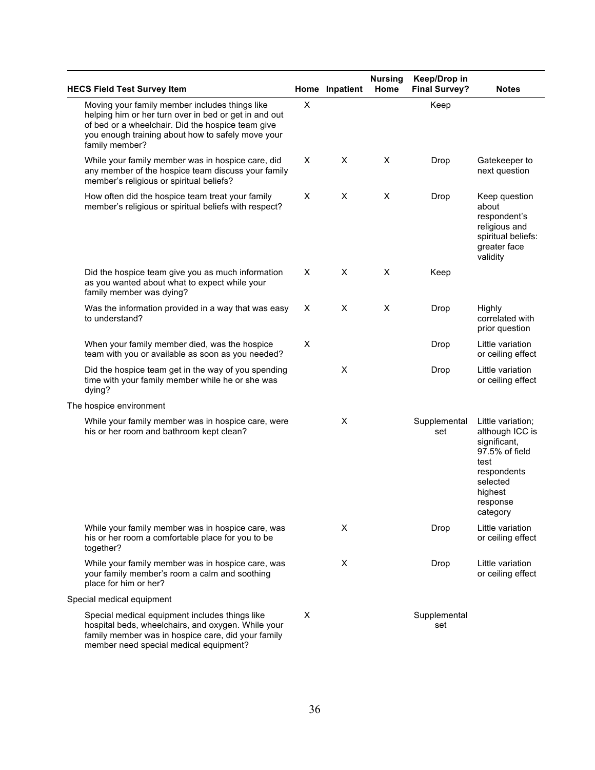| HECS Field Test Survey Item | Home | Inpatient | Nursing Home | Keep/Drop in Final Survey? | Notes |
|---|---|---|---|---|---|
| Moving your family member includes things like helping him or her turn over in bed or get in and out of bed or a wheelchair. Did the hospice team give you enough training about how to safely move your family member? | X | | | Keep | |
| While your family member was in hospice care, did any member of the hospice team discuss your family member's religious or spiritual beliefs? | X | X | X | Drop | Gatekeeper to next question |
| How often did the hospice team treat your family member's religious or spiritual beliefs with respect? | X | X | X | Drop | Keep question about respondent's religious and spiritual beliefs: greater face validity |
| Did the hospice team give you as much information as you wanted about what to expect while your family member was dying? | X | X | X | Keep | |
| Was the information provided in a way that was easy to understand? | X | X | X | Drop | Highly correlated with prior question |
| When your family member died, was the hospice team with you or available as soon as you needed? | X | | | Drop | Little variation or ceiling effect |
| Did the hospice team get in the way of you spending time with your family member while he or she was dying? | | X | | Drop | Little variation or ceiling effect |
| The hospice environment | | | | | |
| While your family member was in hospice care, were his or her room and bathroom kept clean? | | X | | Supplemental set | Little variation; although ICC is significant, 97.5% of field test respondents selected highest response category |
| While your family member was in hospice care, was his or her room a comfortable place for you to be together? | | X | | Drop | Little variation or ceiling effect |
| While your family member was in hospice care, was your family member's room a calm and soothing place for him or her? | | X | | Drop | Little variation or ceiling effect |
| Special medical equipment | | | | | |
| Special medical equipment includes things like hospital beds, wheelchairs, and oxygen. While your family member was in hospice care, did your family member need special medical equipment? | X | | | Supplemental set | |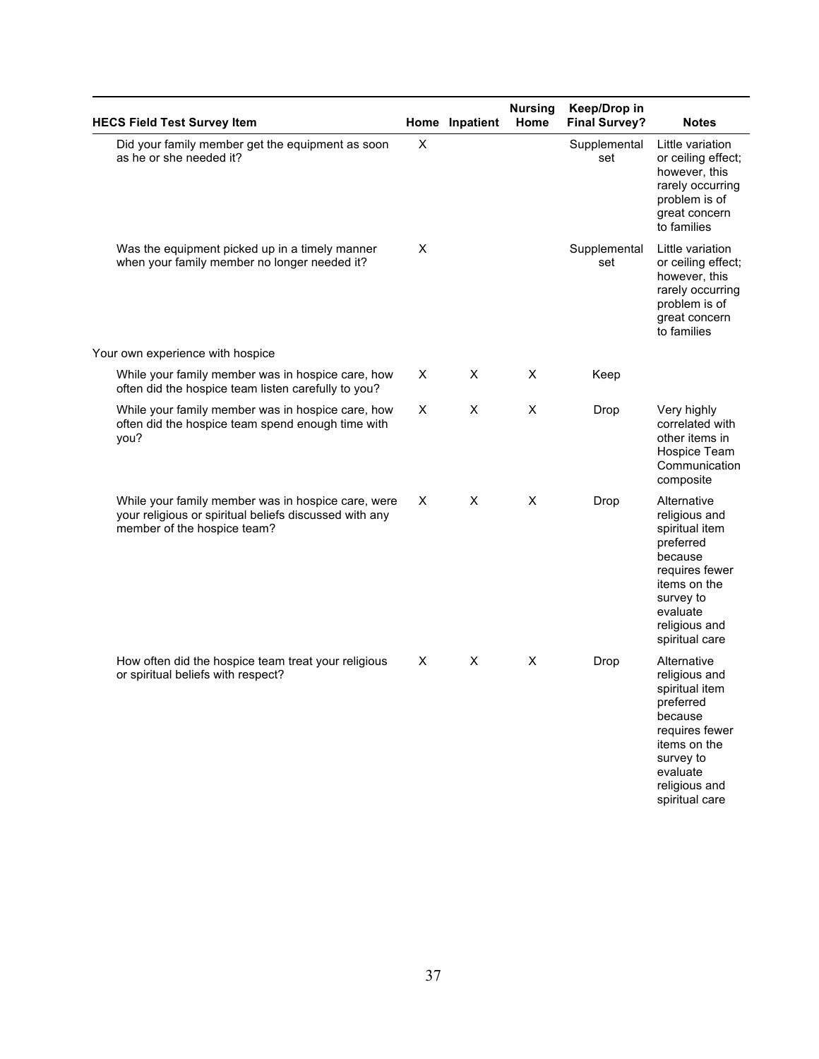| HECS Field Test Survey Item | Home | Inpatient | Nursing Home | Keep/Drop in Final Survey? | Notes |
|---|---|---|---|---|---|
| Did your family member get the equipment as soon as he or she needed it? | X | | | Supplemental set | Little variation or ceiling effect; however, this rarely occurring problem is of great concern to families |
| Was the equipment picked up in a timely manner when your family member no longer needed it? | X | | | Supplemental set | Little variation or ceiling effect; however, this rarely occurring problem is of great concern to families |
| Your own experience with hospice | | | | | |
| While your family member was in hospice care, how often did the hospice team listen carefully to you? | X | X | X | Keep | |
| While your family member was in hospice care, how often did the hospice team spend enough time with you? | X | X | X | Drop | Very highly correlated with other items in Hospice Team Communication composite |
| While your family member was in hospice care, were your religious or spiritual beliefs discussed with any member of the hospice team? | X | X | X | Drop | Alternative religious and spiritual item preferred because requires fewer items on the survey to evaluate religious and spiritual care |
| How often did the hospice team treat your religious or spiritual beliefs with respect? | X | X | X | Drop | Alternative religious and spiritual item preferred because requires fewer items on the survey to evaluate religious and spiritual care |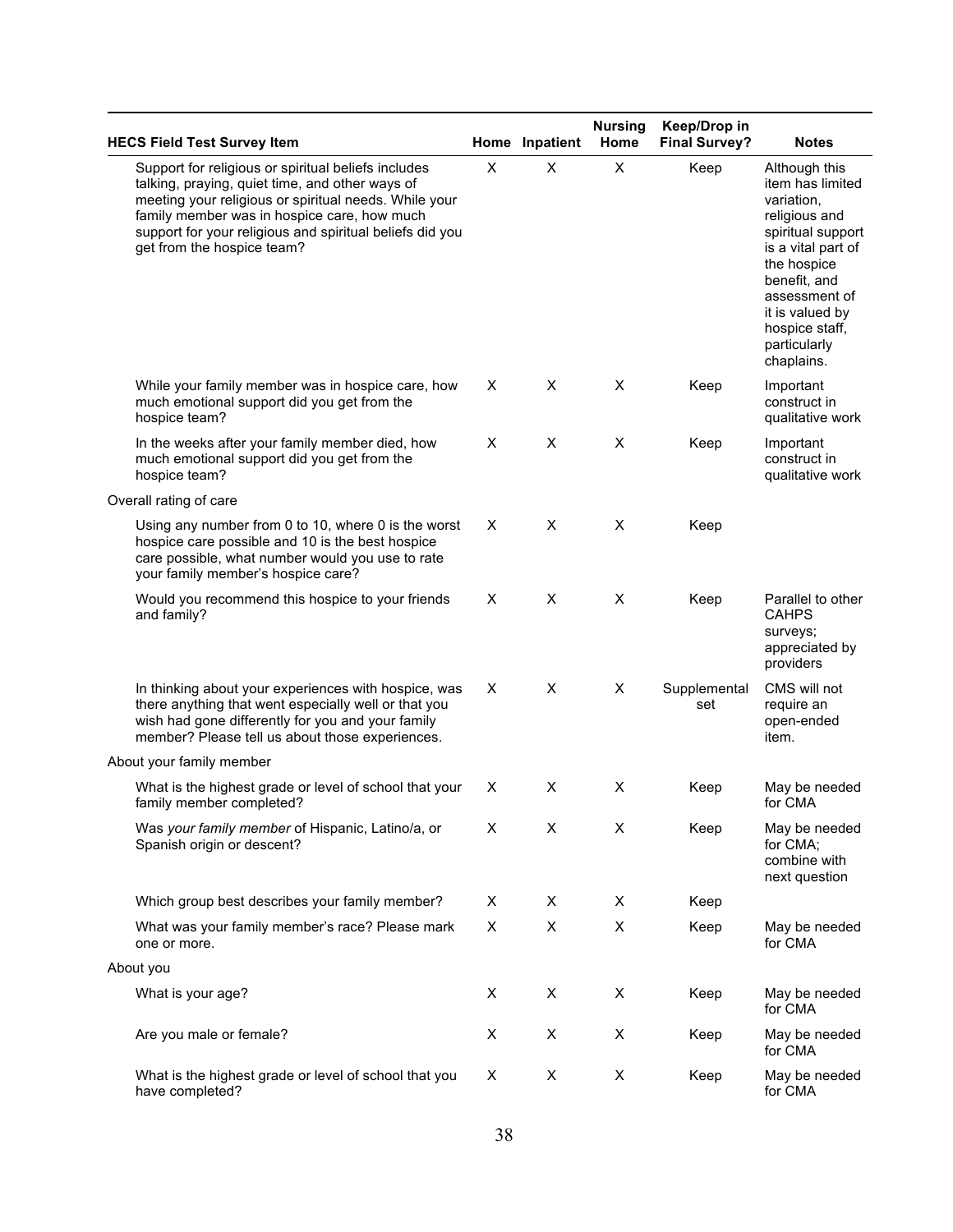| HECS Field Test Survey Item | Home | Inpatient | Nursing Home | Keep/Drop in Final Survey? | Notes |
|---|---|---|---|---|---|
| Support for religious or spiritual beliefs includes talking, praying, quiet time, and other ways of meeting your religious or spiritual needs. While your family member was in hospice care, how much support for your religious and spiritual beliefs did you get from the hospice team? | X | X | X | Keep | Although this item has limited variation, religious and spiritual support is a vital part of the hospice benefit, and assessment of it is valued by hospice staff, particularly chaplains. |
| While your family member was in hospice care, how much emotional support did you get from the hospice team? | X | X | X | Keep | Important construct in qualitative work |
| In the weeks after your family member died, how much emotional support did you get from the hospice team? | X | X | X | Keep | Important construct in qualitative work |
| Overall rating of care | | | | | |
| Using any number from 0 to 10, where 0 is the worst hospice care possible and 10 is the best hospice care possible, what number would you use to rate your family member's hospice care? | X | X | X | Keep | |
| Would you recommend this hospice to your friends and family? | X | X | X | Keep | Parallel to other CAHPS surveys; appreciated by providers |
| In thinking about your experiences with hospice, was there anything that went especially well or that you wish had gone differently for you and your family member? Please tell us about those experiences. | X | X | X | Supplemental set | CMS will not require an open-ended item. |
| About your family member | | | | | |
| What is the highest grade or level of school that your family member completed? | X | X | X | Keep | May be needed for CMA |
| Was *your family member* of Hispanic, Latino/a, or Spanish origin or descent? | X | X | X | Keep | May be needed for CMA; combine with next question |
| Which group best describes your family member? | X | X | X | Keep | |
| What was your family member's race? Please mark one or more. | X | X | X | Keep | May be needed for CMA |
| About you | | | | | |
| What is your age? | X | X | X | Keep | May be needed for CMA |
| Are you male or female? | X | X | X | Keep | May be needed for CMA |
| What is the highest grade or level of school that you have completed? | X | X | X | Keep | May be needed for CMA |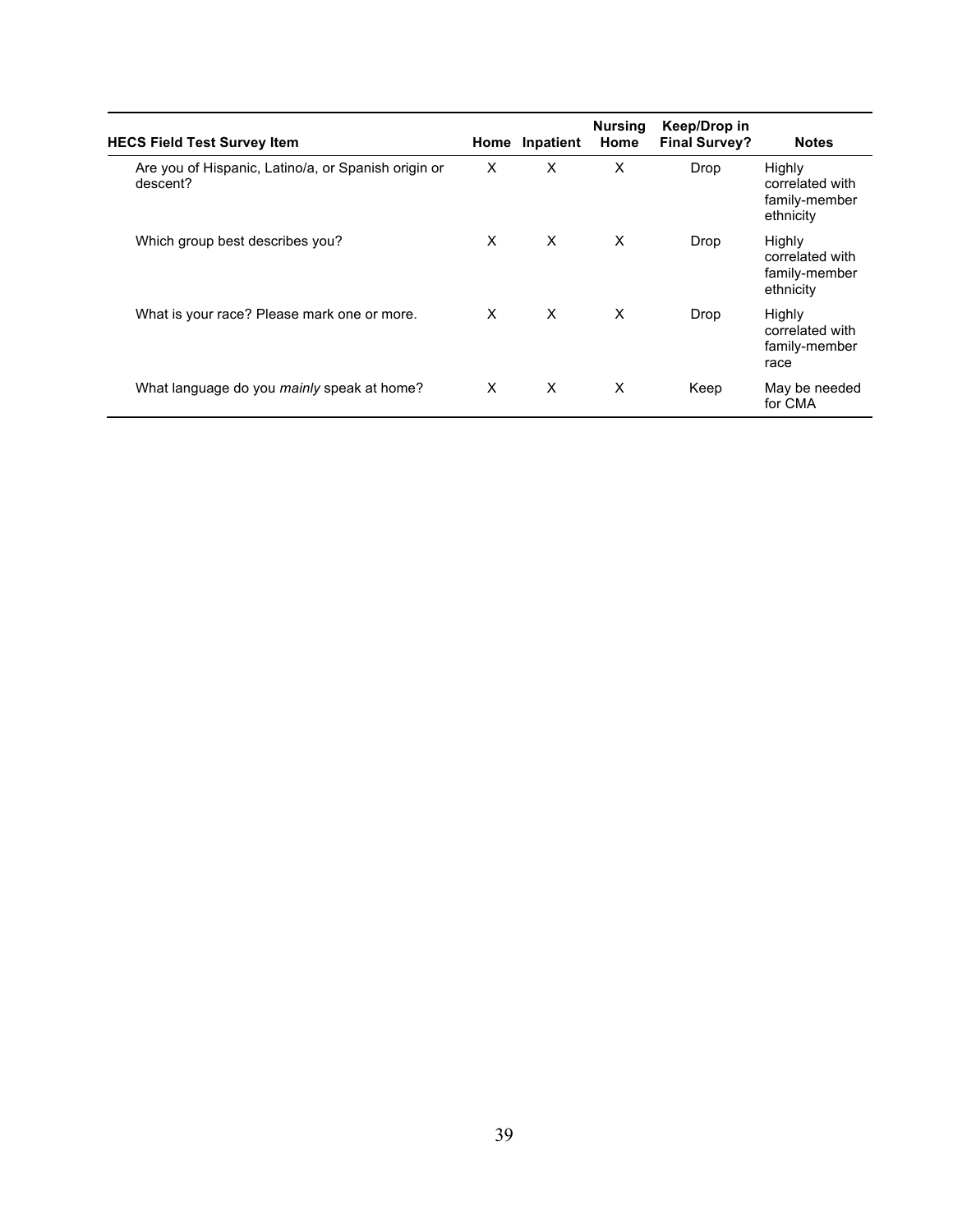| HECS Field Test Survey Item | Home | Inpatient | Nursing Home | Keep/Drop in Final Survey? | Notes |
|---|---|---|---|---|---|
| Are you of Hispanic, Latino/a, or Spanish origin or descent? | X | X | X | Drop | Highly correlated with family-member ethnicity |
| Which group best describes you? | X | X | X | Drop | Highly correlated with family-member ethnicity |
| What is your race? Please mark one or more. | X | X | X | Drop | Highly correlated with family-member race |
| What language do you *mainly* speak at home? | X | X | X | Keep | May be needed for CMA |